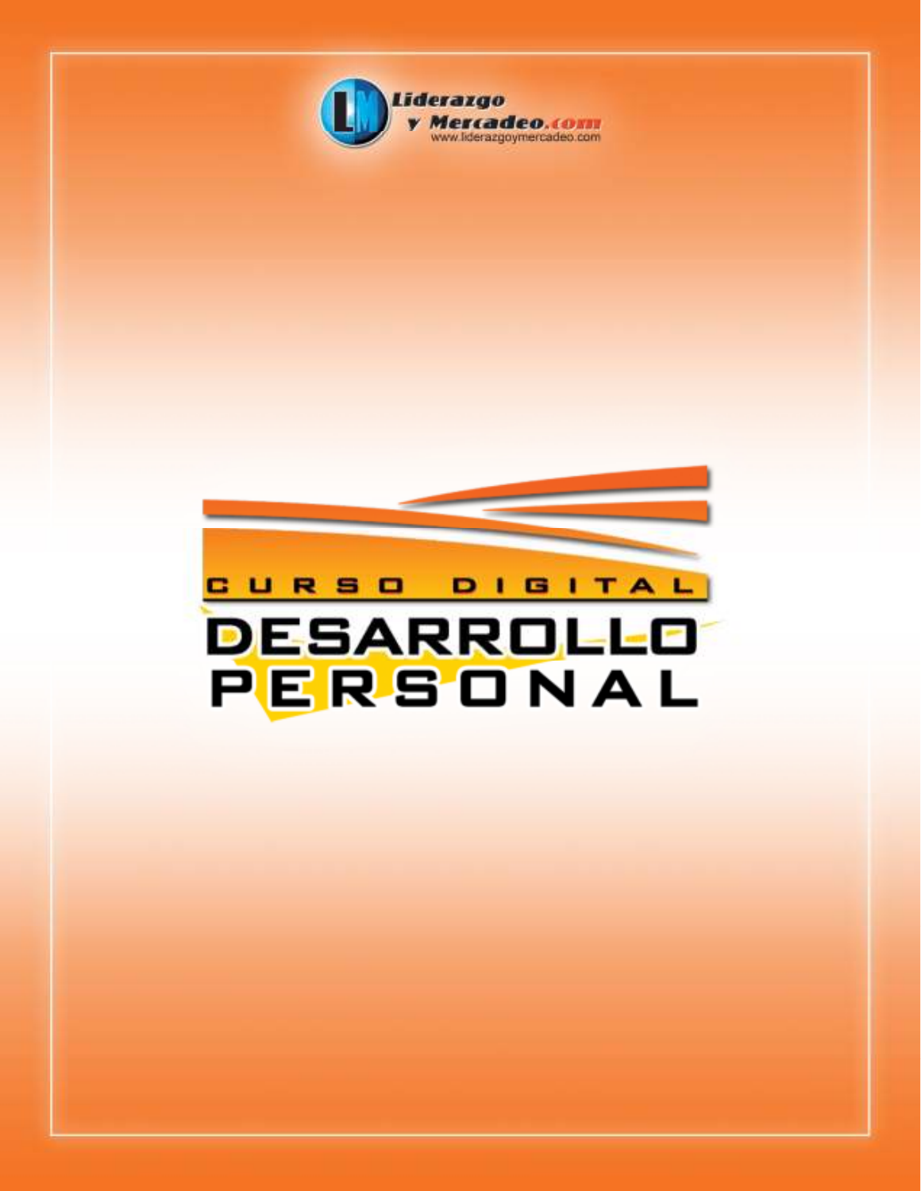Liderazgo y Mercadeo.com

www.liderazgoymercadeo.com

CURSO DIGITAL

# DESARROLLO PERSONAL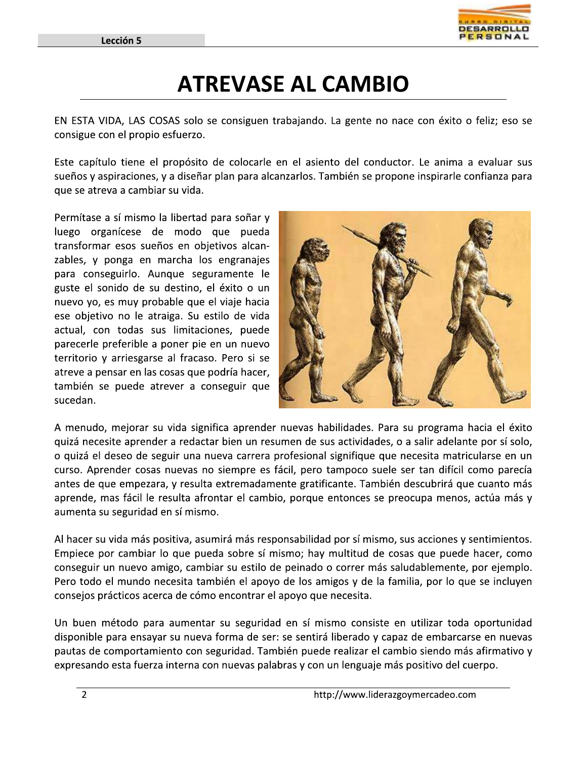# ATREVASE AL CAMBIO

EN ESTA VIDA, LAS COSAS solo se consiguen trabajando. La gente no nace con éxito o feliz; eso se consigue con el propio esfuerzo.

Este capítulo tiene el propósito de colocarle en el asiento del conductor. Le anima a evaluar sus sueños y aspiraciones, y a diseñar plan para alcanzarlos. También se propone inspirarle confianza para que se atreva a cambiar su vida.

Permítase a sí mismo la libertad para soñar y luego organícese de modo que pueda transformar esos sueños en objetivos alcanzables, y ponga en marcha los engranajes para conseguirlo. Aunque seguramente le guste el sonido de su destino, el éxito o un nuevo yo, es muy probable que el viaje hacia ese objetivo no le atraiga. Su estilo de vida actual, con todas sus limitaciones, puede parecerle preferible a poner pie en un nuevo territorio y arriesgarse al fracaso. Pero si se atreve a pensar en las cosas que podría hacer, también se puede atrever a conseguir que sucedan.

A menudo, mejorar su vida significa aprender nuevas habilidades. Para su programa hacia el éxito quizá necesite aprender a redactar bien un resumen de sus actividades, o a salir adelante por sí solo, o quizá el deseo de seguir una nueva carrera profesional signifique que necesita matricularse en un curso. Aprender cosas nuevas no siempre es fácil, pero tampoco suele ser tan difícil como parecía antes de que empezara, y resulta extremadamente gratificante. También descubrirá que cuanto más aprende, mas fácil le resulta afrontar el cambio, porque entonces se preocupa menos, actúa más y aumenta su seguridad en sí mismo.

Al hacer su vida más positiva, asumirá más responsabilidad por sí mismo, sus acciones y sentimientos. Empiece por cambiar lo que pueda sobre sí mismo; hay multitud de cosas que puede hacer, como conseguir un nuevo amigo, cambiar su estilo de peinado o correr más saludablemente, por ejemplo. Pero todo el mundo necesita también el apoyo de los amigos y de la familia, por lo que se incluyen consejos prácticos acerca de cómo encontrar el apoyo que necesita.

Un buen método para aumentar su seguridad en sí mismo consiste en utilizar toda oportunidad disponible para ensayar su nueva forma de ser: se sentirá liberado y capaz de embarcarse en nuevas pautas de comportamiento con seguridad. También puede realizar el cambio siendo más afirmativo y expresando esta fuerza interna con nuevas palabras y con un lenguaje más positivo del cuerpo.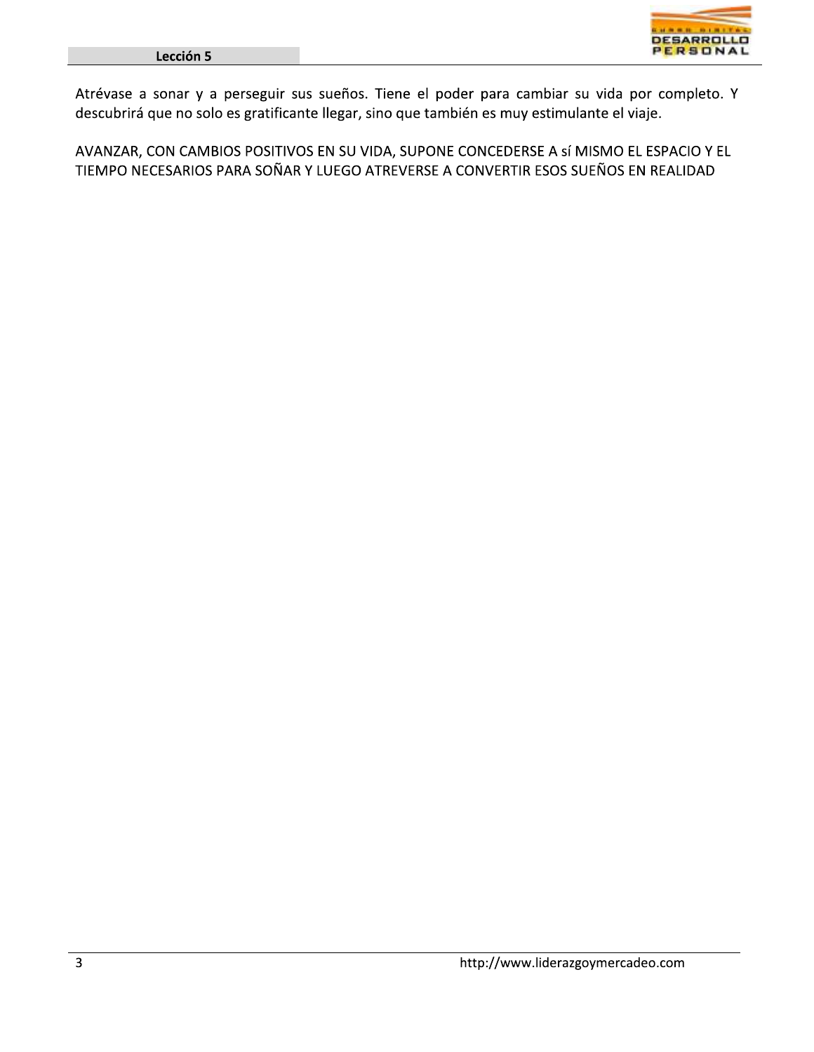Atrévase a sonar y a perseguir sus sueños. Tiene el poder para cambiar su vida por completo. Y descubrirá que no solo es gratificante llegar, sino que también es muy estimulante el viaje.

AVANZAR, CON CAMBIOS POSITIVOS EN SU VIDA, SUPONE CONCEDERSE A sí MISMO EL ESPACIO Y EL TIEMPO NECESARIOS PARA SOÑAR Y LUEGO ATREVERSE A CONVERTIR ESOS SUEÑOS EN REALIDAD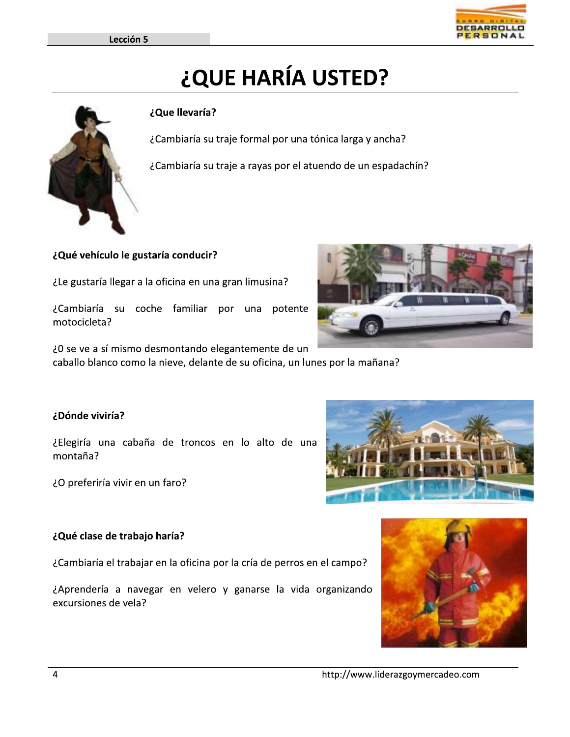# ¿QUE HARÍA USTED?

**¿Que llevaría?**

¿Cambiaría su traje formal por una tónica larga y ancha?

¿Cambiaría su traje a rayas por el atuendo de un espadachín?

**¿Qué vehículo le gustaría conducir?**

¿Le gustaría llegar a la oficina en una gran limusina?

¿Cambiaría su coche familiar por una potente motocicleta?

¿0 se ve a sí mismo desmontando elegantemente de un caballo blanco como la nieve, delante de su oficina, un lunes por la mañana?

**¿Dónde viviría?**

¿Elegiría una cabaña de troncos en lo alto de una montaña?

¿O preferiría vivir en un faro?

**¿Qué clase de trabajo haría?**

¿Cambiaría el trabajar en la oficina por la cría de perros en el campo?

¿Aprendería a navegar en velero y ganarse la vida organizando excursiones de vela?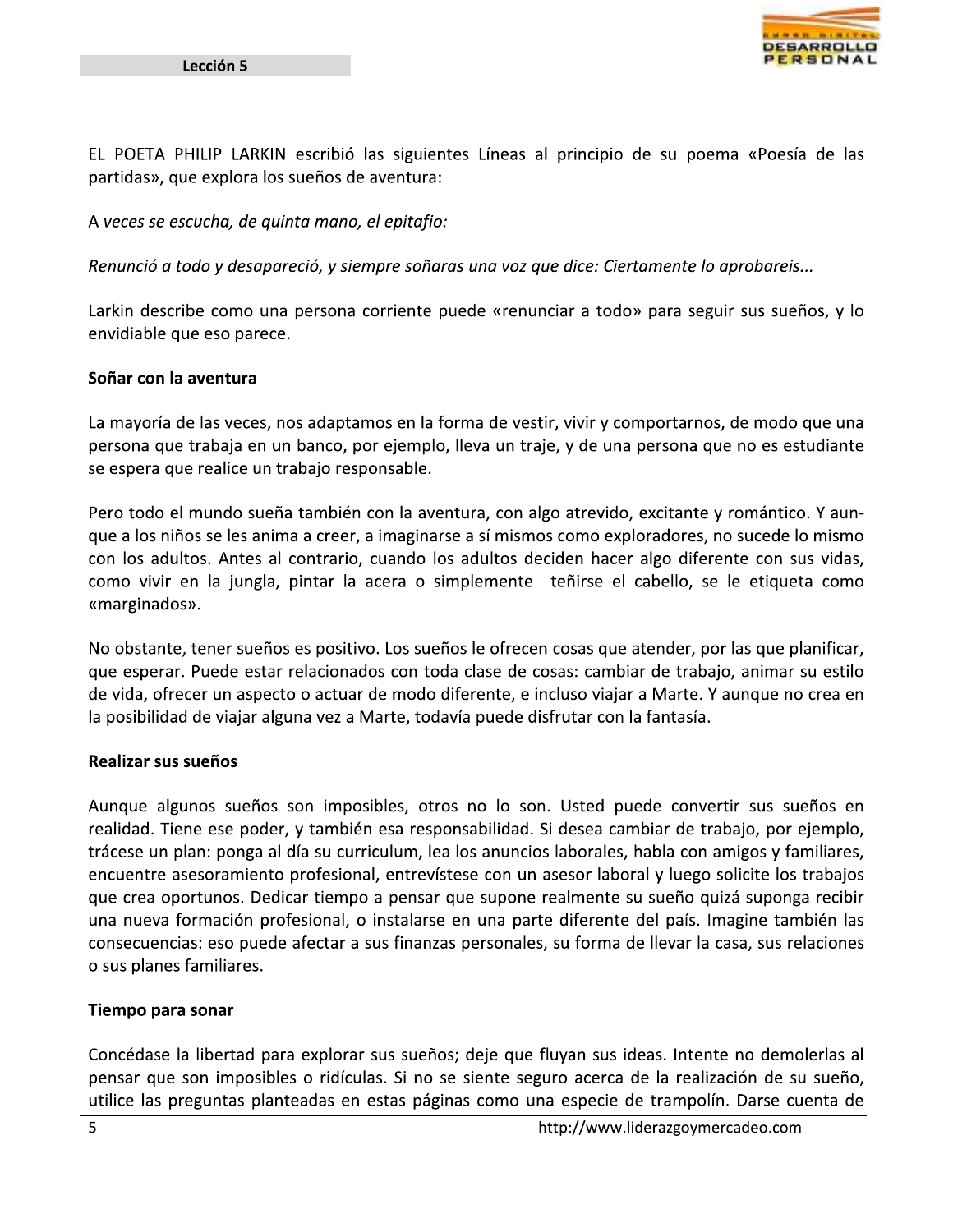EL POETA PHILIP LARKIN escribió las siguientes Líneas al principio de su poema «Poesía de las partidas», que explora los sueños de aventura:

A *veces se escucha, de quinta mano, el epitafio:*

*Renunció a todo y desapareció, y siempre soñaras una voz que dice: Ciertamente lo aprobareis...*

Larkin describe como una persona corriente puede «renunciar a todo» para seguir sus sueños, y lo envidiable que eso parece.

**Soñar con la aventura**

La mayoría de las veces, nos adaptamos en la forma de vestir, vivir y comportarnos, de modo que una persona que trabaja en un banco, por ejemplo, lleva un traje, y de una persona que no es estudiante se espera que realice un trabajo responsable.

Pero todo el mundo sueña también con la aventura, con algo atrevido, excitante y romántico. Y aunque a los niños se les anima a creer, a imaginarse a sí mismos como exploradores, no sucede lo mismo con los adultos. Antes al contrario, cuando los adultos deciden hacer algo diferente con sus vidas, como vivir en la jungla, pintar la acera o simplemente teñirse el cabello, se le etiqueta como «marginados».

No obstante, tener sueños es positivo. Los sueños le ofrecen cosas que atender, por las que planificar, que esperar. Puede estar relacionados con toda clase de cosas: cambiar de trabajo, animar su estilo de vida, ofrecer un aspecto o actuar de modo diferente, e incluso viajar a Marte. Y aunque no crea en la posibilidad de viajar alguna vez a Marte, todavía puede disfrutar con la fantasía.

**Realizar sus sueños**

Aunque algunos sueños son imposibles, otros no lo son. Usted puede convertir sus sueños en realidad. Tiene ese poder, y también esa responsabilidad. Si desea cambiar de trabajo, por ejemplo, trácese un plan: ponga al día su curriculum, lea los anuncios laborales, habla con amigos y familiares, encuentre asesoramiento profesional, entrevístese con un asesor laboral y luego solicite los trabajos que crea oportunos. Dedicar tiempo a pensar que supone realmente su sueño quizá suponga recibir una nueva formación profesional, o instalarse en una parte diferente del país. Imagine también las consecuencias: eso puede afectar a sus finanzas personales, su forma de llevar la casa, sus relaciones o sus planes familiares.

**Tiempo para sonar**

Concédase la libertad para explorar sus sueños; deje que fluyan sus ideas. Intente no demolerlas al pensar que son imposibles o ridículas. Si no se siente seguro acerca de la realización de su sueño, utilice las preguntas planteadas en estas páginas como una especie de trampolín. Darse cuenta de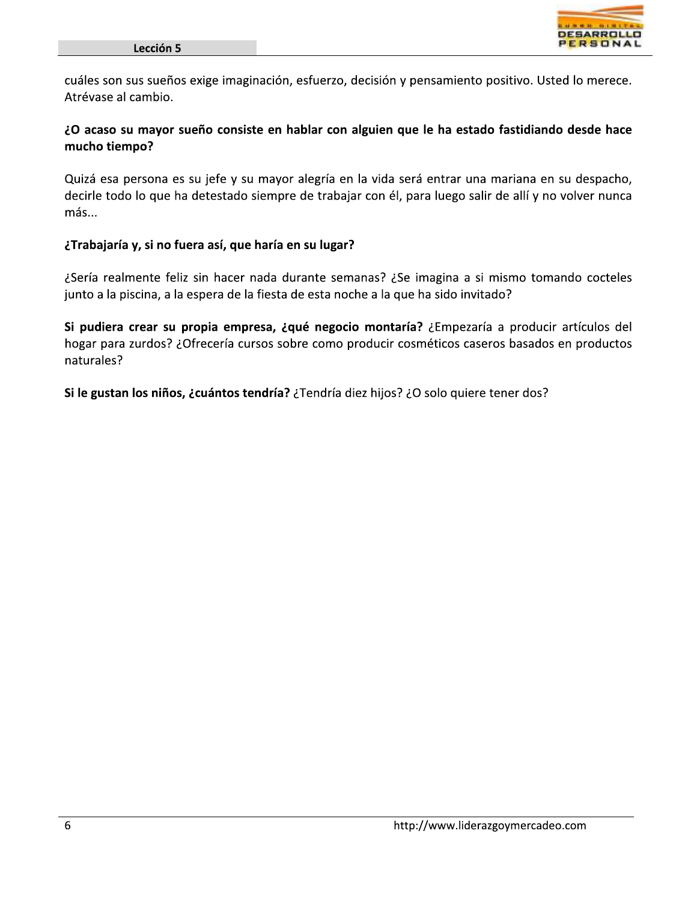cuáles son sus sueños exige imaginación, esfuerzo, decisión y pensamiento positivo. Usted lo merece. Atrévase al cambio.

**¿O acaso su mayor sueño consiste en hablar con alguien que le ha estado fastidiando desde hace mucho tiempo?**

Quizá esa persona es su jefe y su mayor alegría en la vida será entrar una mariana en su despacho, decirle todo lo que ha detestado siempre de trabajar con él, para luego salir de allí y no volver nunca más...

**¿Trabajaría y, si no fuera así, que haría en su lugar?**

¿Sería realmente feliz sin hacer nada durante semanas? ¿Se imagina a si mismo tomando cocteles junto a la piscina, a la espera de la fiesta de esta noche a la que ha sido invitado?

**Si pudiera crear su propia empresa, ¿qué negocio montaría?** ¿Empezaría a producir artículos del hogar para zurdos? ¿Ofrecería cursos sobre como producir cosméticos caseros basados en productos naturales?

**Si le gustan los niños, ¿cuántos tendría?** ¿Tendría diez hijos? ¿O solo quiere tener dos?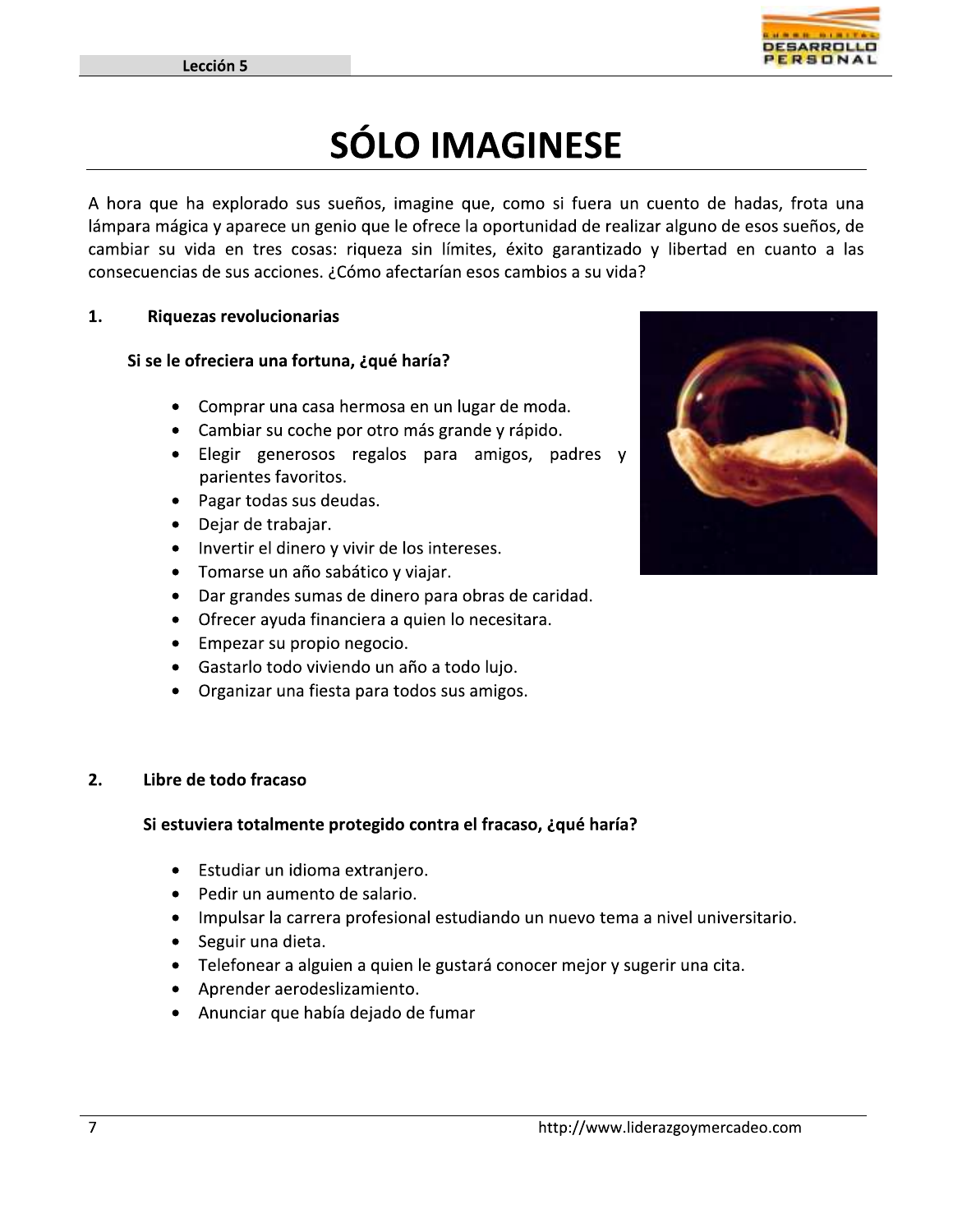## SÓLO IMAGINESE

A hora que ha explorado sus sueños, imagine que, como si fuera un cuento de hadas, frota una lámpara mágica y aparece un genio que le ofrece la oportunidad de realizar alguno de esos sueños, de cambiar su vida en tres cosas: riqueza sin límites, éxito garantizado y libertad en cuanto a las consecuencias de sus acciones. ¿Cómo afectarían esos cambios a su vida?

### 1. Riquezas revolucionarias

**Si se le ofreciera una fortuna, ¿qué haría?**

- Comprar una casa hermosa en un lugar de moda.
- Cambiar su coche por otro más grande y rápido.
- Elegir generosos regalos para amigos, padres y parientes favoritos.
- Pagar todas sus deudas.
- Dejar de trabajar.
- Invertir el dinero y vivir de los intereses.
- Tomarse un año sabático y viajar.
- Dar grandes sumas de dinero para obras de caridad.
- Ofrecer ayuda financiera a quien lo necesitara.
- Empezar su propio negocio.
- Gastarlo todo viviendo un año a todo lujo.
- Organizar una fiesta para todos sus amigos.

### 2. Libre de todo fracaso

**Si estuviera totalmente protegido contra el fracaso, ¿qué haría?**

- Estudiar un idioma extranjero.
- Pedir un aumento de salario.
- Impulsar la carrera profesional estudiando un nuevo tema a nivel universitario.
- Seguir una dieta.
- Telefonear a alguien a quien le gustará conocer mejor y sugerir una cita.
- Aprender aerodeslizamiento.
- Anunciar que había dejado de fumar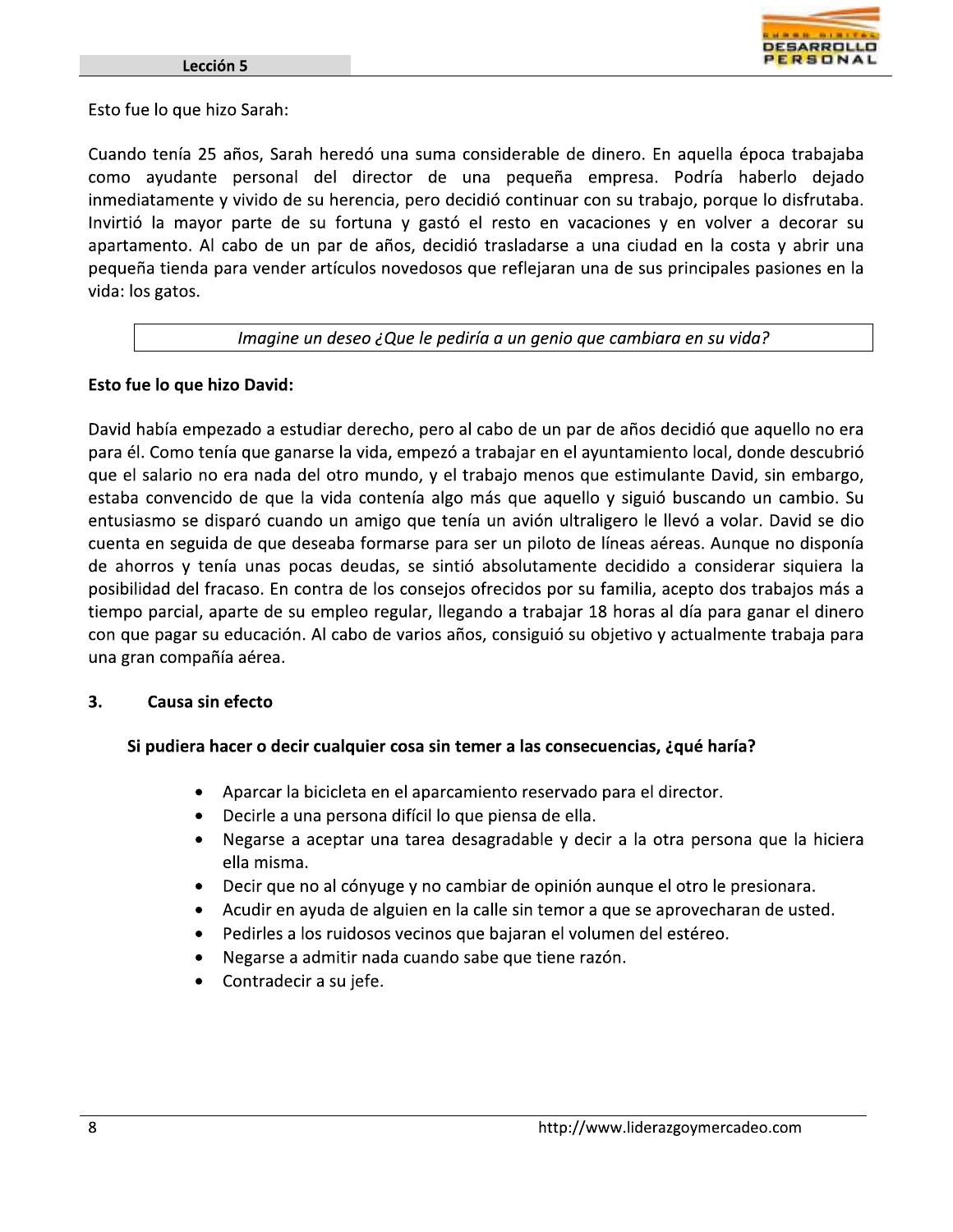Esto fue lo que hizo Sarah:

Cuando tenía 25 años, Sarah heredó una suma considerable de dinero. En aquella época trabajaba como ayudante personal del director de una pequeña empresa. Podría haberlo dejado inmediatamente y vivido de su herencia, pero decidió continuar con su trabajo, porque lo disfrutaba. Invirtió la mayor parte de su fortuna y gastó el resto en vacaciones y en volver a decorar su apartamento. Al cabo de un par de años, decidió trasladarse a una ciudad en la costa y abrir una pequeña tienda para vender artículos novedosos que reflejaran una de sus principales pasiones en la vida: los gatos.

*Imagine un deseo ¿Que le pediría a un genio que cambiara en su vida?*

**Esto fue lo que hizo David:**

David había empezado a estudiar derecho, pero al cabo de un par de años decidió que aquello no era para él. Como tenía que ganarse la vida, empezó a trabajar en el ayuntamiento local, donde descubrió que el salario no era nada del otro mundo, y el trabajo menos que estimulante David, sin embargo, estaba convencido de que la vida contenía algo más que aquello y siguió buscando un cambio. Su entusiasmo se disparó cuando un amigo que tenía un avión ultraligero le llevó a volar. David se dio cuenta en seguida de que deseaba formarse para ser un piloto de líneas aéreas. Aunque no disponía de ahorros y tenía unas pocas deudas, se sintió absolutamente decidido a considerar siquiera la posibilidad del fracaso. En contra de los consejos ofrecidos por su familia, acepto dos trabajos más a tiempo parcial, aparte de su empleo regular, llegando a trabajar 18 horas al día para ganar el dinero con que pagar su educación. Al cabo de varios años, consiguió su objetivo y actualmente trabaja para una gran compañía aérea.

## 3. Causa sin efecto

**Si pudiera hacer o decir cualquier cosa sin temer a las consecuencias, ¿qué haría?**

- Aparcar la bicicleta en el aparcamiento reservado para el director.
- Decirle a una persona difícil lo que piensa de ella.
- Negarse a aceptar una tarea desagradable y decir a la otra persona que la hiciera ella misma.
- Decir que no al cónyuge y no cambiar de opinión aunque el otro le presionara.
- Acudir en ayuda de alguien en la calle sin temor a que se aprovecharan de usted.
- Pedirles a los ruidosos vecinos que bajaran el volumen del estéreo.
- Negarse a admitir nada cuando sabe que tiene razón.
- Contradecir a su jefe.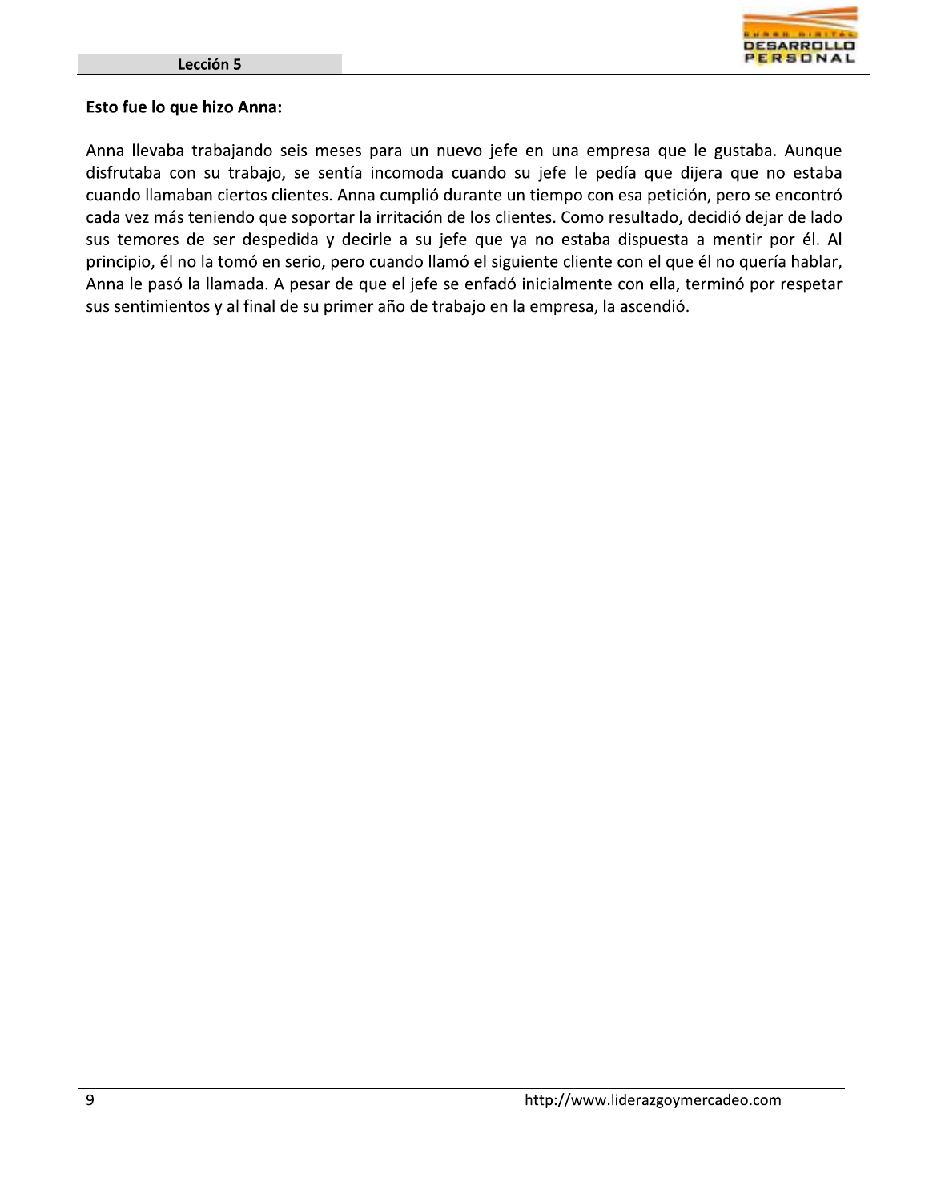**Esto fue lo que hizo Anna:**

Anna llevaba trabajando seis meses para un nuevo jefe en una empresa que le gustaba. Aunque disfrutaba con su trabajo, se sentía incomoda cuando su jefe le pedía que dijera que no estaba cuando llamaban ciertos clientes. Anna cumplió durante un tiempo con esa petición, pero se encontró cada vez más teniendo que soportar la irritación de los clientes. Como resultado, decidió dejar de lado sus temores de ser despedida y decirle a su jefe que ya no estaba dispuesta a mentir por él. Al principio, él no la tomó en serio, pero cuando llamó el siguiente cliente con el que él no quería hablar, Anna le pasó la llamada. A pesar de que el jefe se enfadó inicialmente con ella, terminó por respetar sus sentimientos y al final de su primer año de trabajo en la empresa, la ascendió.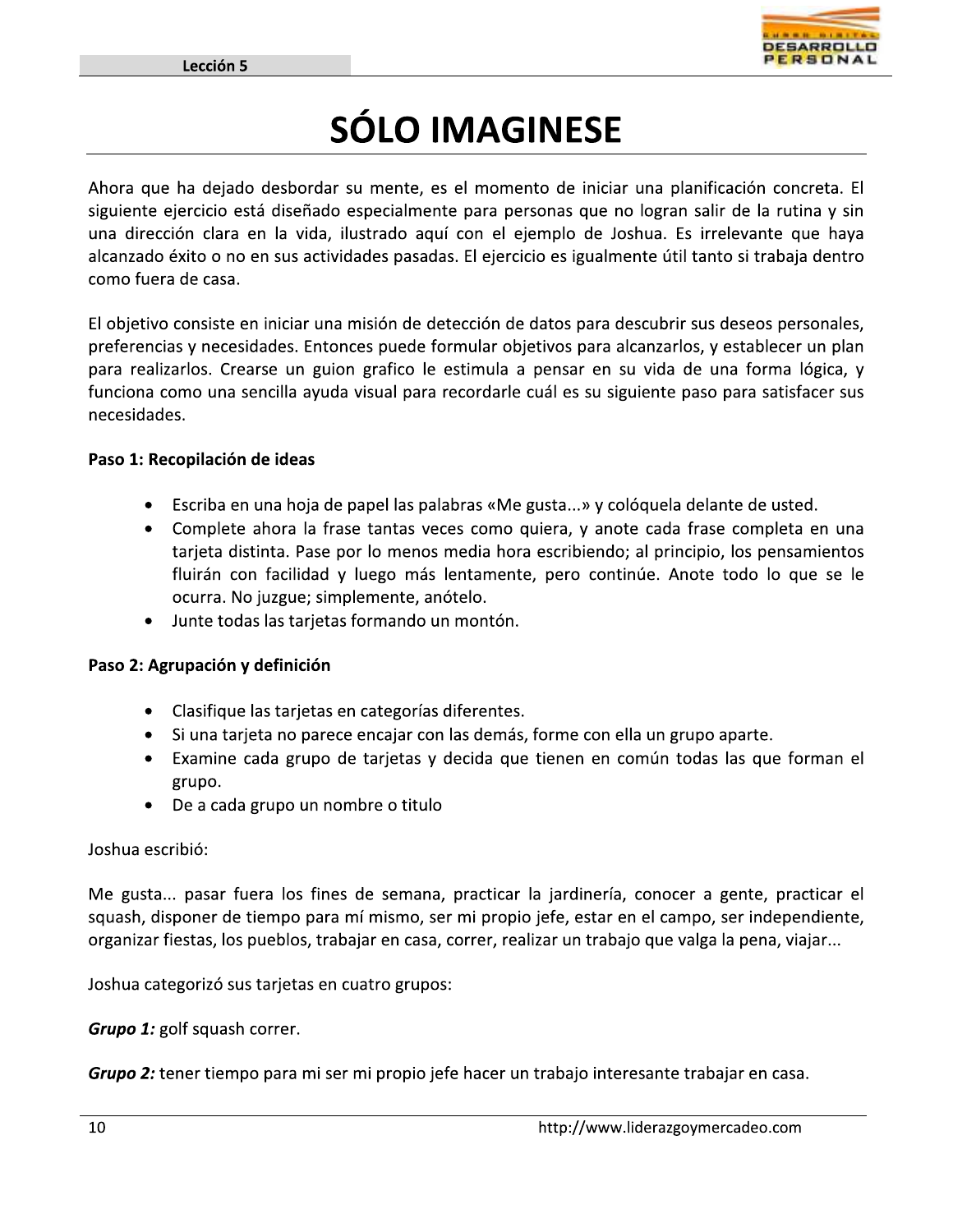# SÓLO IMAGINESE

Ahora que ha dejado desbordar su mente, es el momento de iniciar una planificación concreta. El siguiente ejercicio está diseñado especialmente para personas que no logran salir de la rutina y sin una dirección clara en la vida, ilustrado aquí con el ejemplo de Joshua. Es irrelevante que haya alcanzado éxito o no en sus actividades pasadas. El ejercicio es igualmente útil tanto si trabaja dentro como fuera de casa.

El objetivo consiste en iniciar una misión de detección de datos para descubrir sus deseos personales, preferencias y necesidades. Entonces puede formular objetivos para alcanzarlos, y establecer un plan para realizarlos. Crearse un guion grafico le estimula a pensar en su vida de una forma lógica, y funciona como una sencilla ayuda visual para recordarle cuál es su siguiente paso para satisfacer sus necesidades.

**Paso 1: Recopilación de ideas**

- Escriba en una hoja de papel las palabras «Me gusta...» y colóquela delante de usted.
- Complete ahora la frase tantas veces como quiera, y anote cada frase completa en una tarjeta distinta. Pase por lo menos media hora escribiendo; al principio, los pensamientos fluirán con facilidad y luego más lentamente, pero continúe. Anote todo lo que se le ocurra. No juzgue; simplemente, anótelo.
- Junte todas las tarjetas formando un montón.

**Paso 2: Agrupación y definición**

- Clasifique las tarjetas en categorías diferentes.
- Si una tarjeta no parece encajar con las demás, forme con ella un grupo aparte.
- Examine cada grupo de tarjetas y decida que tienen en común todas las que forman el grupo.
- De a cada grupo un nombre o titulo

Joshua escribió:

Me gusta... pasar fuera los fines de semana, practicar la jardinería, conocer a gente, practicar el squash, disponer de tiempo para mí mismo, ser mi propio jefe, estar en el campo, ser independiente, organizar fiestas, los pueblos, trabajar en casa, correr, realizar un trabajo que valga la pena, viajar...

Joshua categorizó sus tarjetas en cuatro grupos:

***Grupo 1:*** golf squash correr.

***Grupo 2:*** tener tiempo para mi ser mi propio jefe hacer un trabajo interesante trabajar en casa.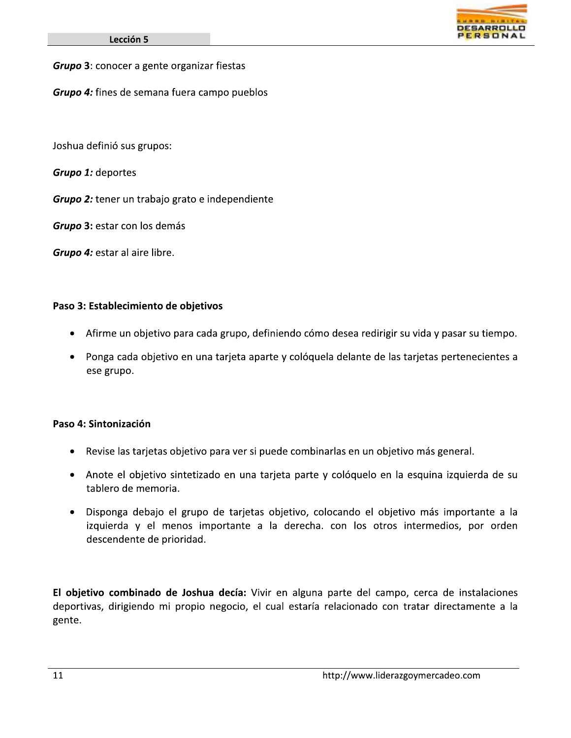***Grupo* 3**: conocer a gente organizar fiestas

***Grupo 4:*** fines de semana fuera campo pueblos

Joshua definió sus grupos:

***Grupo 1:*** deportes

***Grupo 2:*** tener un trabajo grato e independiente

***Grupo* 3:** estar con los demás

***Grupo 4:*** estar al aire libre.

**Paso 3: Establecimiento de objetivos**

- Afirme un objetivo para cada grupo, definiendo cómo desea redirigir su vida y pasar su tiempo.
- Ponga cada objetivo en una tarjeta aparte y colóquela delante de las tarjetas pertenecientes a ese grupo.

**Paso 4: Sintonización**

- Revise las tarjetas objetivo para ver si puede combinarlas en un objetivo más general.
- Anote el objetivo sintetizado en una tarjeta parte y colóquelo en la esquina izquierda de su tablero de memoria.
- Disponga debajo el grupo de tarjetas objetivo, colocando el objetivo más importante a la izquierda y el menos importante a la derecha. con los otros intermedios, por orden descendente de prioridad.

**El objetivo combinado de Joshua decía:** Vivir en alguna parte del campo, cerca de instalaciones deportivas, dirigiendo mi propio negocio, el cual estaría relacionado con tratar directamente a la gente.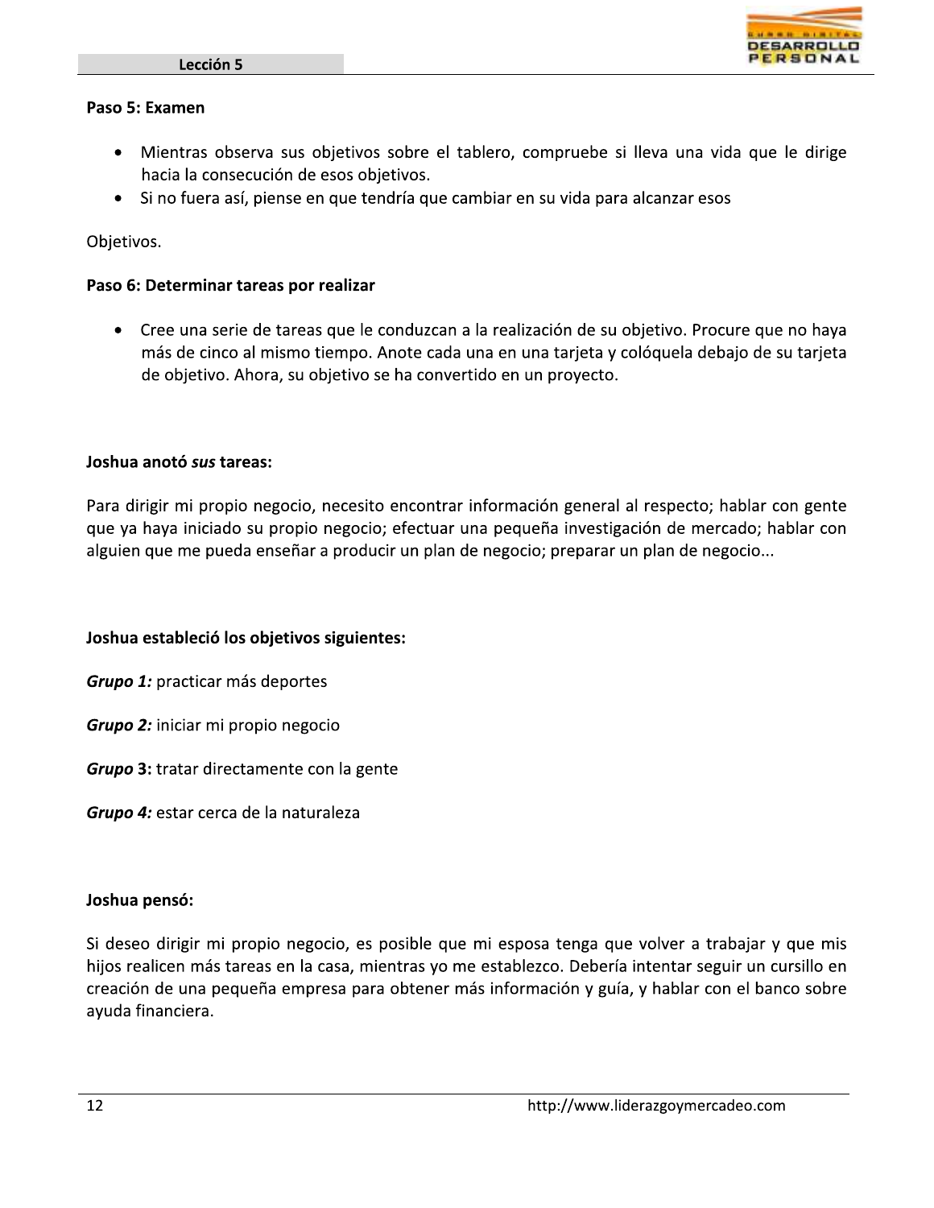**Paso 5: Examen**

- Mientras observa sus objetivos sobre el tablero, compruebe si lleva una vida que le dirige hacia la consecución de esos objetivos.
- Si no fuera así, piense en que tendría que cambiar en su vida para alcanzar esos

Objetivos.

**Paso 6: Determinar tareas por realizar**

- Cree una serie de tareas que le conduzcan a la realización de su objetivo. Procure que no haya más de cinco al mismo tiempo. Anote cada una en una tarjeta y colóquela debajo de su tarjeta de objetivo. Ahora, su objetivo se ha convertido en un proyecto.

**Joshua anotó *sus* tareas:**

Para dirigir mi propio negocio, necesito encontrar información general al respecto; hablar con gente que ya haya iniciado su propio negocio; efectuar una pequeña investigación de mercado; hablar con alguien que me pueda enseñar a producir un plan de negocio; preparar un plan de negocio...

**Joshua estableció los objetivos siguientes:**

***Grupo 1:*** practicar más deportes

***Grupo 2:*** iniciar mi propio negocio

***Grupo* 3:** tratar directamente con la gente

***Grupo 4:*** estar cerca de la naturaleza

**Joshua pensó:**

Si deseo dirigir mi propio negocio, es posible que mi esposa tenga que volver a trabajar y que mis hijos realicen más tareas en la casa, mientras yo me establezco. Debería intentar seguir un cursillo en creación de una pequeña empresa para obtener más información y guía, y hablar con el banco sobre ayuda financiera.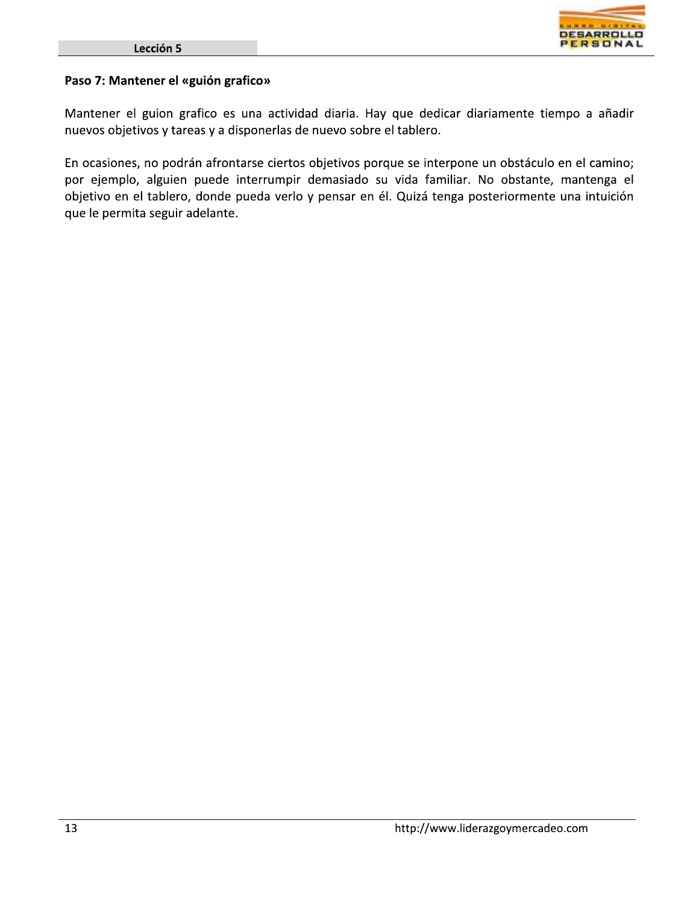### Paso 7: Mantener el «guión grafico»

Mantener el guion grafico es una actividad diaria. Hay que dedicar diariamente tiempo a añadir nuevos objetivos y tareas y a disponerlas de nuevo sobre el tablero.

En ocasiones, no podrán afrontarse ciertos objetivos porque se interpone un obstáculo en el camino; por ejemplo, alguien puede interrumpir demasiado su vida familiar. No obstante, mantenga el objetivo en el tablero, donde pueda verlo y pensar en él. Quizá tenga posteriormente una intuición que le permita seguir adelante.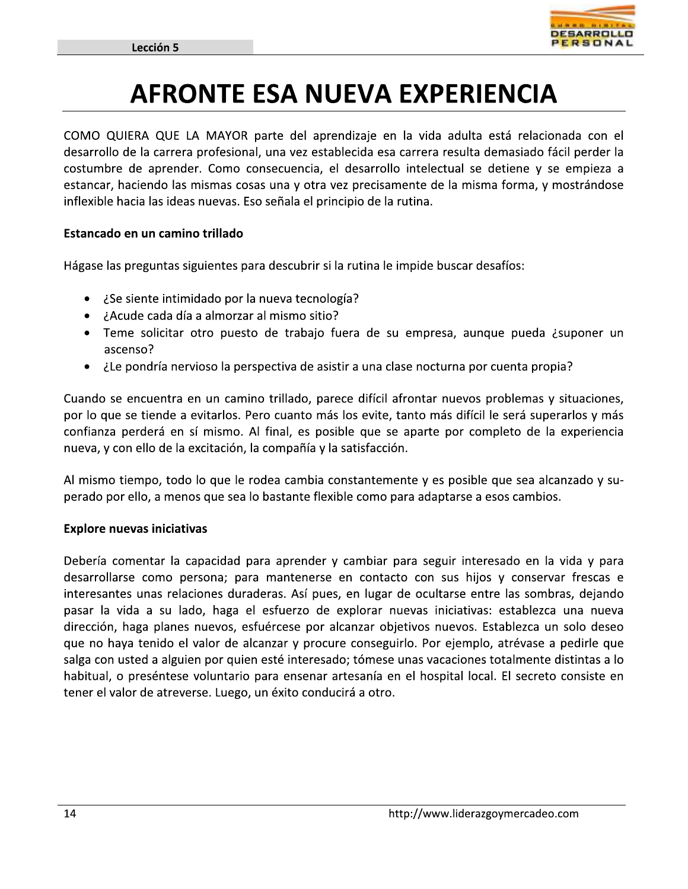# AFRONTE ESA NUEVA EXPERIENCIA

COMO QUIERA QUE LA MAYOR parte del aprendizaje en la vida adulta está relacionada con el desarrollo de la carrera profesional, una vez establecida esa carrera resulta demasiado fácil perder la costumbre de aprender. Como consecuencia, el desarrollo intelectual se detiene y se empieza a estancar, haciendo las mismas cosas una y otra vez precisamente de la misma forma, y mostrándose inflexible hacia las ideas nuevas. Eso señala el principio de la rutina.

**Estancado en un camino trillado**

Hágase las preguntas siguientes para descubrir si la rutina le impide buscar desafíos:

- ¿Se siente intimidado por la nueva tecnología?
- ¿Acude cada día a almorzar al mismo sitio?
- Teme solicitar otro puesto de trabajo fuera de su empresa, aunque pueda ¿suponer un ascenso?
- ¿Le pondría nervioso la perspectiva de asistir a una clase nocturna por cuenta propia?

Cuando se encuentra en un camino trillado, parece difícil afrontar nuevos problemas y situaciones, por lo que se tiende a evitarlos. Pero cuanto más los evite, tanto más difícil le será superarlos y más confianza perderá en sí mismo. Al final, es posible que se aparte por completo de la experiencia nueva, y con ello de la excitación, la compañía y la satisfacción.

Al mismo tiempo, todo lo que le rodea cambia constantemente y es posible que sea alcanzado y superado por ello, a menos que sea lo bastante flexible como para adaptarse a esos cambios.

**Explore nuevas iniciativas**

Debería comentar la capacidad para aprender y cambiar para seguir interesado en la vida y para desarrollarse como persona; para mantenerse en contacto con sus hijos y conservar frescas e interesantes unas relaciones duraderas. Así pues, en lugar de ocultarse entre las sombras, dejando pasar la vida a su lado, haga el esfuerzo de explorar nuevas iniciativas: establezca una nueva dirección, haga planes nuevos, esfuércese por alcanzar objetivos nuevos. Establezca un solo deseo que no haya tenido el valor de alcanzar y procure conseguirlo. Por ejemplo, atrévase a pedirle que salga con usted a alguien por quien esté interesado; tómese unas vacaciones totalmente distintas a lo habitual, o preséntese voluntario para ensenar artesanía en el hospital local. El secreto consiste en tener el valor de atreverse. Luego, un éxito conducirá a otro.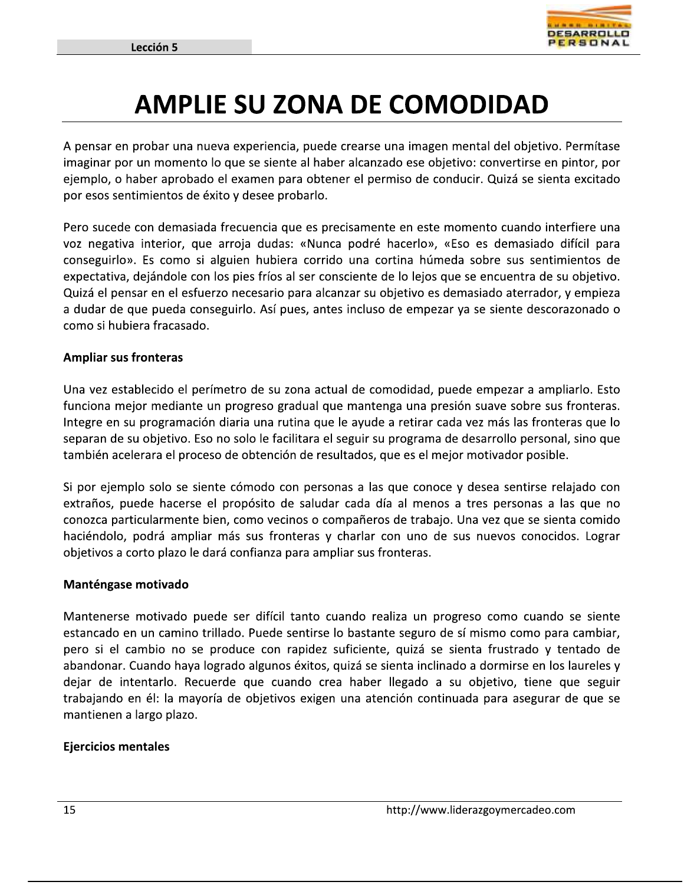# AMPLIE SU ZONA DE COMODIDAD

A pensar en probar una nueva experiencia, puede crearse una imagen mental del objetivo. Permítase imaginar por un momento lo que se siente al haber alcanzado ese objetivo: convertirse en pintor, por ejemplo, o haber aprobado el examen para obtener el permiso de conducir. Quizá se sienta excitado por esos sentimientos de éxito y desee probarlo.

Pero sucede con demasiada frecuencia que es precisamente en este momento cuando interfiere una voz negativa interior, que arroja dudas: «Nunca podré hacerlo», «Eso es demasiado difícil para conseguirlo». Es como si alguien hubiera corrido una cortina húmeda sobre sus sentimientos de expectativa, dejándole con los pies fríos al ser consciente de lo lejos que se encuentra de su objetivo. Quizá el pensar en el esfuerzo necesario para alcanzar su objetivo es demasiado aterrador, y empieza a dudar de que pueda conseguirlo. Así pues, antes incluso de empezar ya se siente descorazonado o como si hubiera fracasado.

**Ampliar sus fronteras**

Una vez establecido el perímetro de su zona actual de comodidad, puede empezar a ampliarlo. Esto funciona mejor mediante un progreso gradual que mantenga una presión suave sobre sus fronteras. Integre en su programación diaria una rutina que le ayude a retirar cada vez más las fronteras que lo separan de su objetivo. Eso no solo le facilitara el seguir su programa de desarrollo personal, sino que también acelerara el proceso de obtención de resultados, que es el mejor motivador posible.

Si por ejemplo solo se siente cómodo con personas a las que conoce y desea sentirse relajado con extraños, puede hacerse el propósito de saludar cada día al menos a tres personas a las que no conozca particularmente bien, como vecinos o compañeros de trabajo. Una vez que se sienta comido haciéndolo, podrá ampliar más sus fronteras y charlar con uno de sus nuevos conocidos. Lograr objetivos a corto plazo le dará confianza para ampliar sus fronteras.

**Manténgase motivado**

Mantenerse motivado puede ser difícil tanto cuando realiza un progreso como cuando se siente estancado en un camino trillado. Puede sentirse lo bastante seguro de sí mismo como para cambiar, pero si el cambio no se produce con rapidez suficiente, quizá se sienta frustrado y tentado de abandonar. Cuando haya logrado algunos éxitos, quizá se sienta inclinado a dormirse en los laureles y dejar de intentarlo. Recuerde que cuando crea haber llegado a su objetivo, tiene que seguir trabajando en él: la mayoría de objetivos exigen una atención continuada para asegurar de que se mantienen a largo plazo.

**Ejercicios mentales**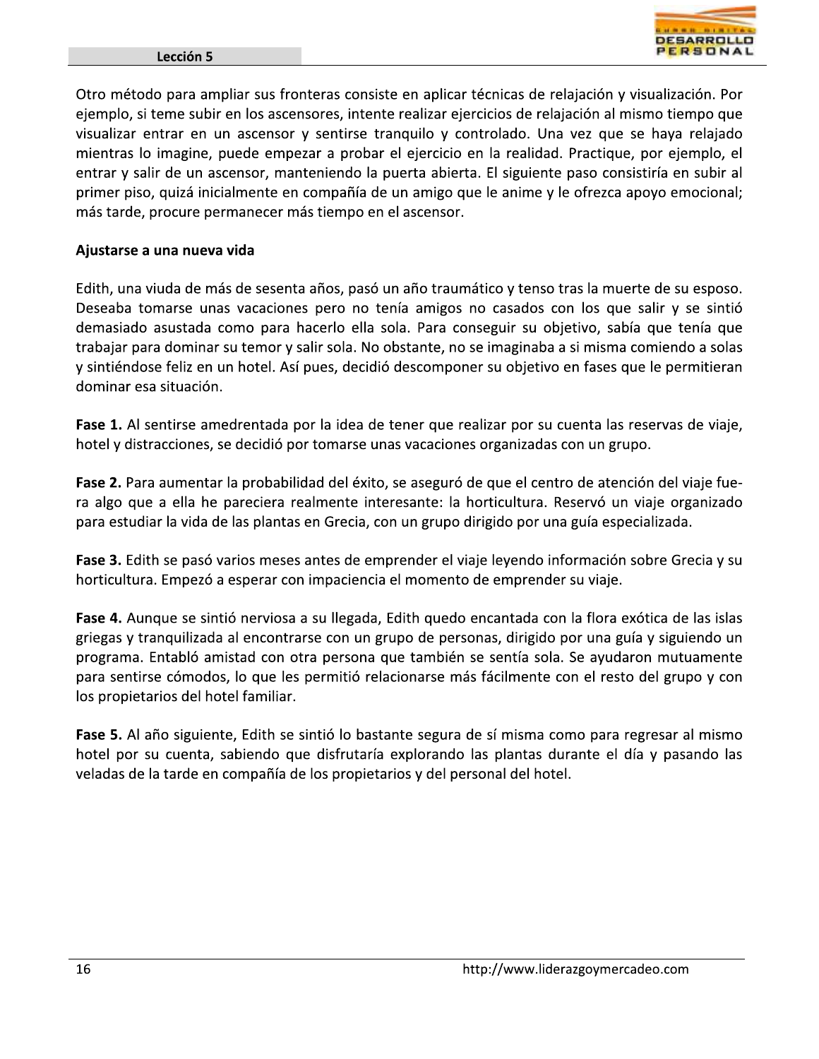Otro método para ampliar sus fronteras consiste en aplicar técnicas de relajación y visualización. Por ejemplo, si teme subir en los ascensores, intente realizar ejercicios de relajación al mismo tiempo que visualizar entrar en un ascensor y sentirse tranquilo y controlado. Una vez que se haya relajado mientras lo imagine, puede empezar a probar el ejercicio en la realidad. Practique, por ejemplo, el entrar y salir de un ascensor, manteniendo la puerta abierta. El siguiente paso consistiría en subir al primer piso, quizá inicialmente en compañía de un amigo que le anime y le ofrezca apoyo emocional; más tarde, procure permanecer más tiempo en el ascensor.

**Ajustarse a una nueva vida**

Edith, una viuda de más de sesenta años, pasó un año traumático y tenso tras la muerte de su esposo. Deseaba tomarse unas vacaciones pero no tenía amigos no casados con los que salir y se sintió demasiado asustada como para hacerlo ella sola. Para conseguir su objetivo, sabía que tenía que trabajar para dominar su temor y salir sola. No obstante, no se imaginaba a si misma comiendo a solas y sintiéndose feliz en un hotel. Así pues, decidió descomponer su objetivo en fases que le permitieran dominar esa situación.

**Fase 1.** Al sentirse amedrentada por la idea de tener que realizar por su cuenta las reservas de viaje, hotel y distracciones, se decidió por tomarse unas vacaciones organizadas con un grupo.

**Fase 2.** Para aumentar la probabilidad del éxito, se aseguró de que el centro de atención del viaje fuera algo que a ella he pareciera realmente interesante: la horticultura. Reservó un viaje organizado para estudiar la vida de las plantas en Grecia, con un grupo dirigido por una guía especializada.

**Fase 3.** Edith se pasó varios meses antes de emprender el viaje leyendo información sobre Grecia y su horticultura. Empezó a esperar con impaciencia el momento de emprender su viaje.

**Fase 4.** Aunque se sintió nerviosa a su llegada, Edith quedo encantada con la flora exótica de las islas griegas y tranquilizada al encontrarse con un grupo de personas, dirigido por una guía y siguiendo un programa. Entabló amistad con otra persona que también se sentía sola. Se ayudaron mutuamente para sentirse cómodos, lo que les permitió relacionarse más fácilmente con el resto del grupo y con los propietarios del hotel familiar.

**Fase 5.** Al año siguiente, Edith se sintió lo bastante segura de sí misma como para regresar al mismo hotel por su cuenta, sabiendo que disfrutaría explorando las plantas durante el día y pasando las veladas de la tarde en compañía de los propietarios y del personal del hotel.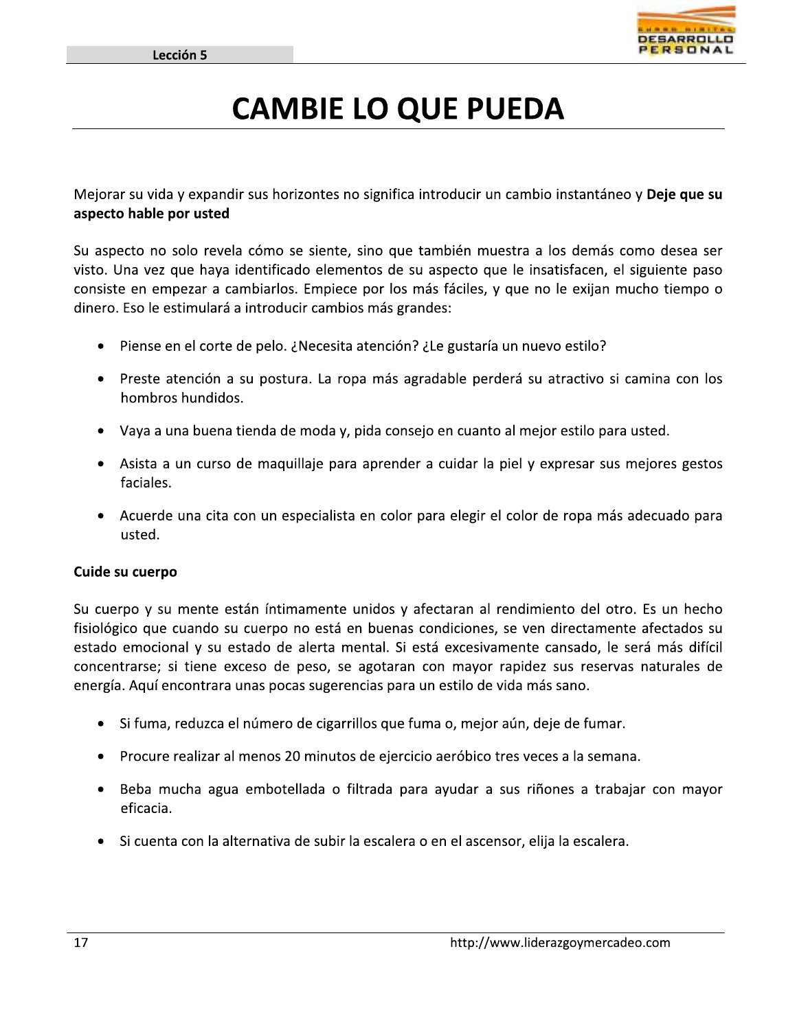# CAMBIE LO QUE PUEDA

Mejorar su vida y expandir sus horizontes no significa introducir un cambio instantáneo y **Deje que su aspecto hable por usted**

Su aspecto no solo revela cómo se siente, sino que también muestra a los demás como desea ser visto. Una vez que haya identificado elementos de su aspecto que le insatisfacen, el siguiente paso consiste en empezar a cambiarlos. Empiece por los más fáciles, y que no le exijan mucho tiempo o dinero. Eso le estimulará a introducir cambios más grandes:

- Piense en el corte de pelo. ¿Necesita atención? ¿Le gustaría un nuevo estilo?
- Preste atención a su postura. La ropa más agradable perderá su atractivo si camina con los hombros hundidos.
- Vaya a una buena tienda de moda y, pida consejo en cuanto al mejor estilo para usted.
- Asista a un curso de maquillaje para aprender a cuidar la piel y expresar sus mejores gestos faciales.
- Acuerde una cita con un especialista en color para elegir el color de ropa más adecuado para usted.

**Cuide su cuerpo**

Su cuerpo y su mente están íntimamente unidos y afectaran al rendimiento del otro. Es un hecho fisiológico que cuando su cuerpo no está en buenas condiciones, se ven directamente afectados su estado emocional y su estado de alerta mental. Si está excesivamente cansado, le será más difícil concentrarse; si tiene exceso de peso, se agotaran con mayor rapidez sus reservas naturales de energía. Aquí encontrara unas pocas sugerencias para un estilo de vida más sano.

- Si fuma, reduzca el número de cigarrillos que fuma o, mejor aún, deje de fumar.
- Procure realizar al menos 20 minutos de ejercicio aeróbico tres veces a la semana.
- Beba mucha agua embotellada o filtrada para ayudar a sus riñones a trabajar con mayor eficacia.
- Si cuenta con la alternativa de subir la escalera o en el ascensor, elija la escalera.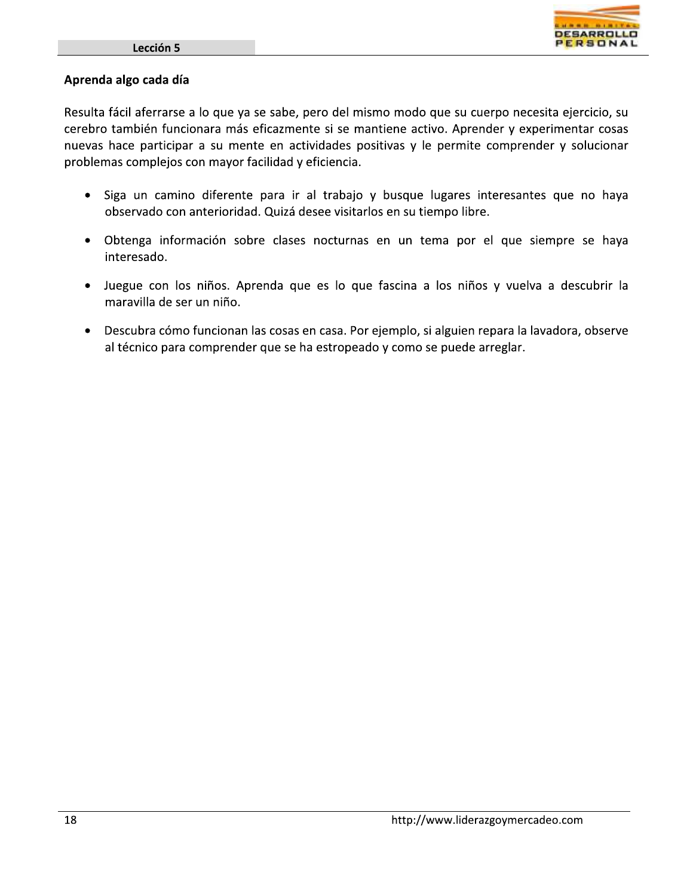## Aprenda algo cada día

Resulta fácil aferrarse a lo que ya se sabe, pero del mismo modo que su cuerpo necesita ejercicio, su cerebro también funcionara más eficazmente si se mantiene activo. Aprender y experimentar cosas nuevas hace participar a su mente en actividades positivas y le permite comprender y solucionar problemas complejos con mayor facilidad y eficiencia.

- Siga un camino diferente para ir al trabajo y busque lugares interesantes que no haya observado con anterioridad. Quizá desee visitarlos en su tiempo libre.
- Obtenga información sobre clases nocturnas en un tema por el que siempre se haya interesado.
- Juegue con los niños. Aprenda que es lo que fascina a los niños y vuelva a descubrir la maravilla de ser un niño.
- Descubra cómo funcionan las cosas en casa. Por ejemplo, si alguien repara la lavadora, observe al técnico para comprender que se ha estropeado y como se puede arreglar.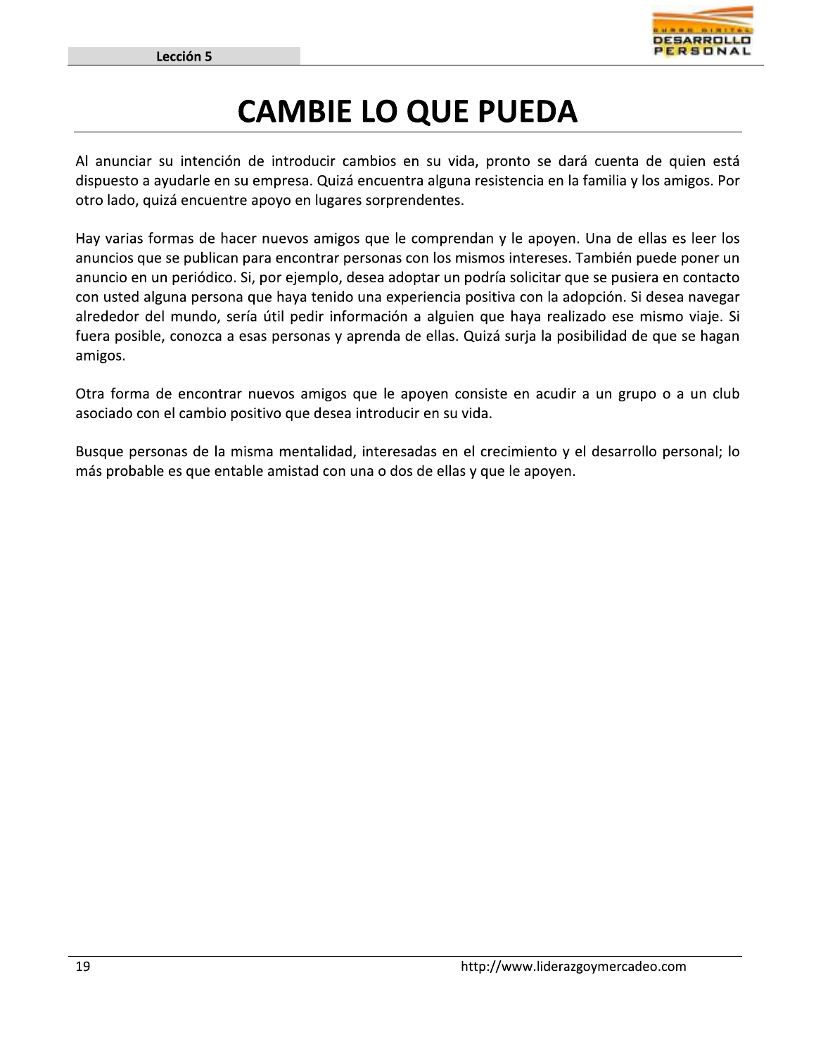# CAMBIE LO QUE PUEDA

Al anunciar su intención de introducir cambios en su vida, pronto se dará cuenta de quien está dispuesto a ayudarle en su empresa. Quizá encuentra alguna resistencia en la familia y los amigos. Por otro lado, quizá encuentre apoyo en lugares sorprendentes.

Hay varias formas de hacer nuevos amigos que le comprendan y le apoyen. Una de ellas es leer los anuncios que se publican para encontrar personas con los mismos intereses. También puede poner un anuncio en un periódico. Si, por ejemplo, desea adoptar un podría solicitar que se pusiera en contacto con usted alguna persona que haya tenido una experiencia positiva con la adopción. Si desea navegar alrededor del mundo, sería útil pedir información a alguien que haya realizado ese mismo viaje. Si fuera posible, conozca a esas personas y aprenda de ellas. Quizá surja la posibilidad de que se hagan amigos.

Otra forma de encontrar nuevos amigos que le apoyen consiste en acudir a un grupo o a un club asociado con el cambio positivo que desea introducir en su vida.

Busque personas de la misma mentalidad, interesadas en el crecimiento y el desarrollo personal; lo más probable es que entable amistad con una o dos de ellas y que le apoyen.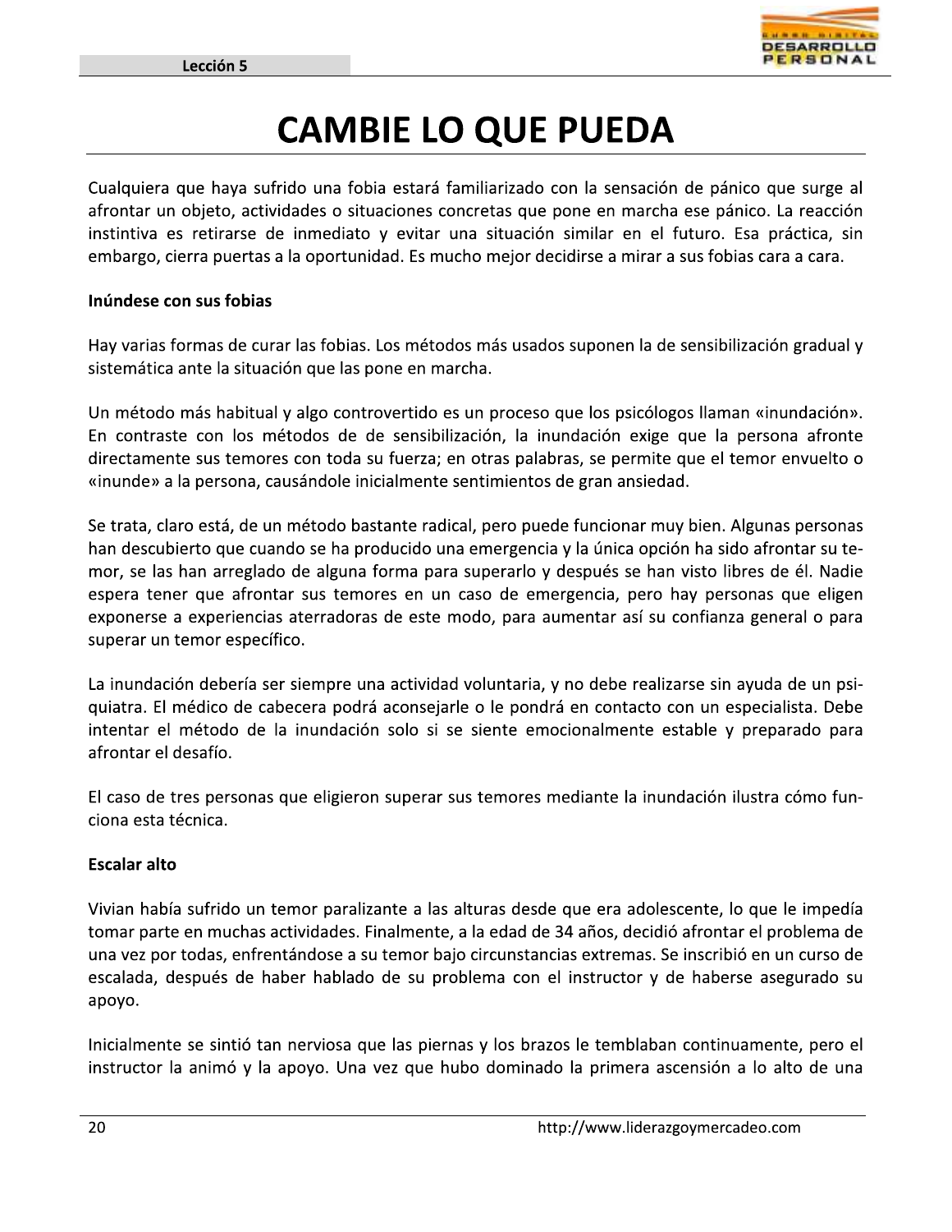# CAMBIE LO QUE PUEDA

Cualquiera que haya sufrido una fobia estará familiarizado con la sensación de pánico que surge al afrontar un objeto, actividades o situaciones concretas que pone en marcha ese pánico. La reacción instintiva es retirarse de inmediato y evitar una situación similar en el futuro. Esa práctica, sin embargo, cierra puertas a la oportunidad. Es mucho mejor decidirse a mirar a sus fobias cara a cara.

**Inúndese con sus fobias**

Hay varias formas de curar las fobias. Los métodos más usados suponen la de sensibilización gradual y sistemática ante la situación que las pone en marcha.

Un método más habitual y algo controvertido es un proceso que los psicólogos llaman «inundación». En contraste con los métodos de de sensibilización, la inundación exige que la persona afronte directamente sus temores con toda su fuerza; en otras palabras, se permite que el temor envuelto o «inunde» a la persona, causándole inicialmente sentimientos de gran ansiedad.

Se trata, claro está, de un método bastante radical, pero puede funcionar muy bien. Algunas personas han descubierto que cuando se ha producido una emergencia y la única opción ha sido afrontar su temor, se las han arreglado de alguna forma para superarlo y después se han visto libres de él. Nadie espera tener que afrontar sus temores en un caso de emergencia, pero hay personas que eligen exponerse a experiencias aterradoras de este modo, para aumentar así su confianza general o para superar un temor específico.

La inundación debería ser siempre una actividad voluntaria, y no debe realizarse sin ayuda de un psiquiatra. El médico de cabecera podrá aconsejarle o le pondrá en contacto con un especialista. Debe intentar el método de la inundación solo si se siente emocionalmente estable y preparado para afrontar el desafío.

El caso de tres personas que eligieron superar sus temores mediante la inundación ilustra cómo funciona esta técnica.

**Escalar alto**

Vivian había sufrido un temor paralizante a las alturas desde que era adolescente, lo que le impedía tomar parte en muchas actividades. Finalmente, a la edad de 34 años, decidió afrontar el problema de una vez por todas, enfrentándose a su temor bajo circunstancias extremas. Se inscribió en un curso de escalada, después de haber hablado de su problema con el instructor y de haberse asegurado su apoyo.

Inicialmente se sintió tan nerviosa que las piernas y los brazos le temblaban continuamente, pero el instructor la animó y la apoyo. Una vez que hubo dominado la primera ascensión a lo alto de una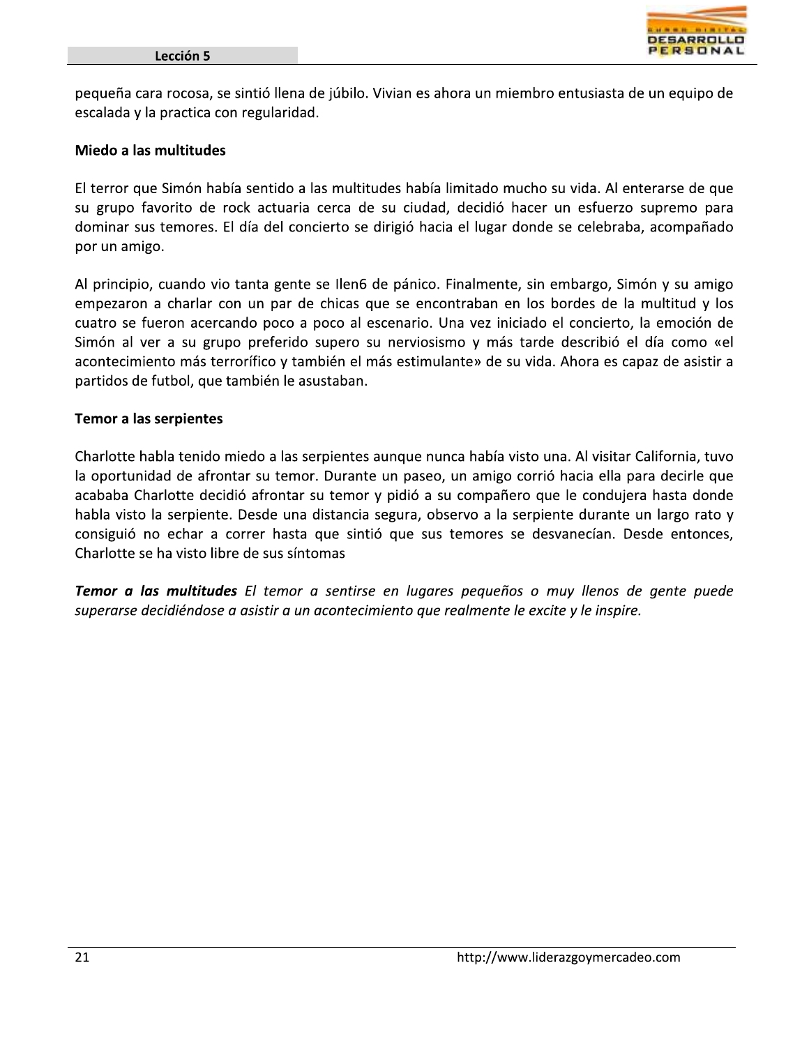pequeña cara rocosa, se sintió llena de júbilo. Vivian es ahora un miembro entusiasta de un equipo de escalada y la practica con regularidad.

**Miedo a las multitudes**

El terror que Simón había sentido a las multitudes había limitado mucho su vida. Al enterarse de que su grupo favorito de rock actuaria cerca de su ciudad, decidió hacer un esfuerzo supremo para dominar sus temores. El día del concierto se dirigió hacia el lugar donde se celebraba, acompañado por un amigo.

Al principio, cuando vio tanta gente se Ilen6 de pánico. Finalmente, sin embargo, Simón y su amigo empezaron a charlar con un par de chicas que se encontraban en los bordes de la multitud y los cuatro se fueron acercando poco a poco al escenario. Una vez iniciado el concierto, la emoción de Simón al ver a su grupo preferido supero su nerviosismo y más tarde describió el día como «el acontecimiento más terrorífico y también el más estimulante» de su vida. Ahora es capaz de asistir a partidos de futbol, que también le asustaban.

**Temor a las serpientes**

Charlotte habla tenido miedo a las serpientes aunque nunca había visto una. Al visitar California, tuvo la oportunidad de afrontar su temor. Durante un paseo, un amigo corrió hacia ella para decirle que acababa Charlotte decidió afrontar su temor y pidió a su compañero que le condujera hasta donde habla visto la serpiente. Desde una distancia segura, observo a la serpiente durante un largo rato y consiguió no echar a correr hasta que sintió que sus temores se desvanecían. Desde entonces, Charlotte se ha visto libre de sus síntomas

***Temor a las multitudes*** *El temor a sentirse en lugares pequeños o muy llenos de gente puede superarse decidiéndose a asistir a un acontecimiento que realmente le excite y le inspire.*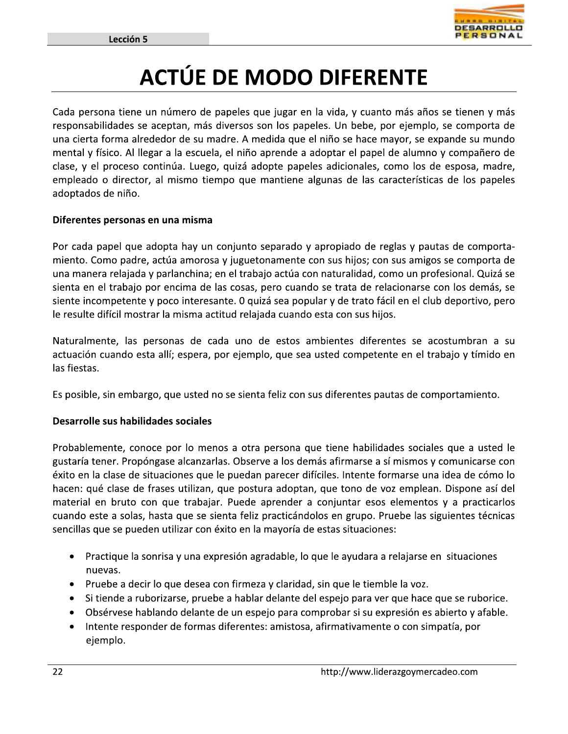# ACTÚE DE MODO DIFERENTE

Cada persona tiene un número de papeles que jugar en la vida, y cuanto más años se tienen y más responsabilidades se aceptan, más diversos son los papeles. Un bebe, por ejemplo, se comporta de una cierta forma alrededor de su madre. A medida que el niño se hace mayor, se expande su mundo mental y físico. Al llegar a la escuela, el niño aprende a adoptar el papel de alumno y compañero de clase, y el proceso continúa. Luego, quizá adopte papeles adicionales, como los de esposa, madre, empleado o director, al mismo tiempo que mantiene algunas de las características de los papeles adoptados de niño.

**Diferentes personas en una misma**

Por cada papel que adopta hay un conjunto separado y apropiado de reglas y pautas de comportamiento. Como padre, actúa amorosa y juguetonamente con sus hijos; con sus amigos se comporta de una manera relajada y parlanchina; en el trabajo actúa con naturalidad, como un profesional. Quizá se sienta en el trabajo por encima de las cosas, pero cuando se trata de relacionarse con los demás, se siente incompetente y poco interesante. 0 quizá sea popular y de trato fácil en el club deportivo, pero le resulte difícil mostrar la misma actitud relajada cuando esta con sus hijos.

Naturalmente, las personas de cada uno de estos ambientes diferentes se acostumbran a su actuación cuando esta allí; espera, por ejemplo, que sea usted competente en el trabajo y tímido en las fiestas.

Es posible, sin embargo, que usted no se sienta feliz con sus diferentes pautas de comportamiento.

**Desarrolle sus habilidades sociales**

Probablemente, conoce por lo menos a otra persona que tiene habilidades sociales que a usted le gustaría tener. Propóngase alcanzarlas. Observe a los demás afirmarse a sí mismos y comunicarse con éxito en la clase de situaciones que le puedan parecer difíciles. Intente formarse una idea de cómo lo hacen: qué clase de frases utilizan, que postura adoptan, que tono de voz emplean. Dispone así del material en bruto con que trabajar. Puede aprender a conjuntar esos elementos y a practicarlos cuando este a solas, hasta que se sienta feliz practicándolos en grupo. Pruebe las siguientes técnicas sencillas que se pueden utilizar con éxito en la mayoría de estas situaciones:

- Practique la sonrisa y una expresión agradable, lo que le ayudara a relajarse en situaciones nuevas.
- Pruebe a decir lo que desea con firmeza y claridad, sin que le tiemble la voz.
- Si tiende a ruborizarse, pruebe a hablar delante del espejo para ver que hace que se ruborice.
- Obsérvese hablando delante de un espejo para comprobar si su expresión es abierto y afable.
- Intente responder de formas diferentes: amistosa, afirmativamente o con simpatía, por ejemplo.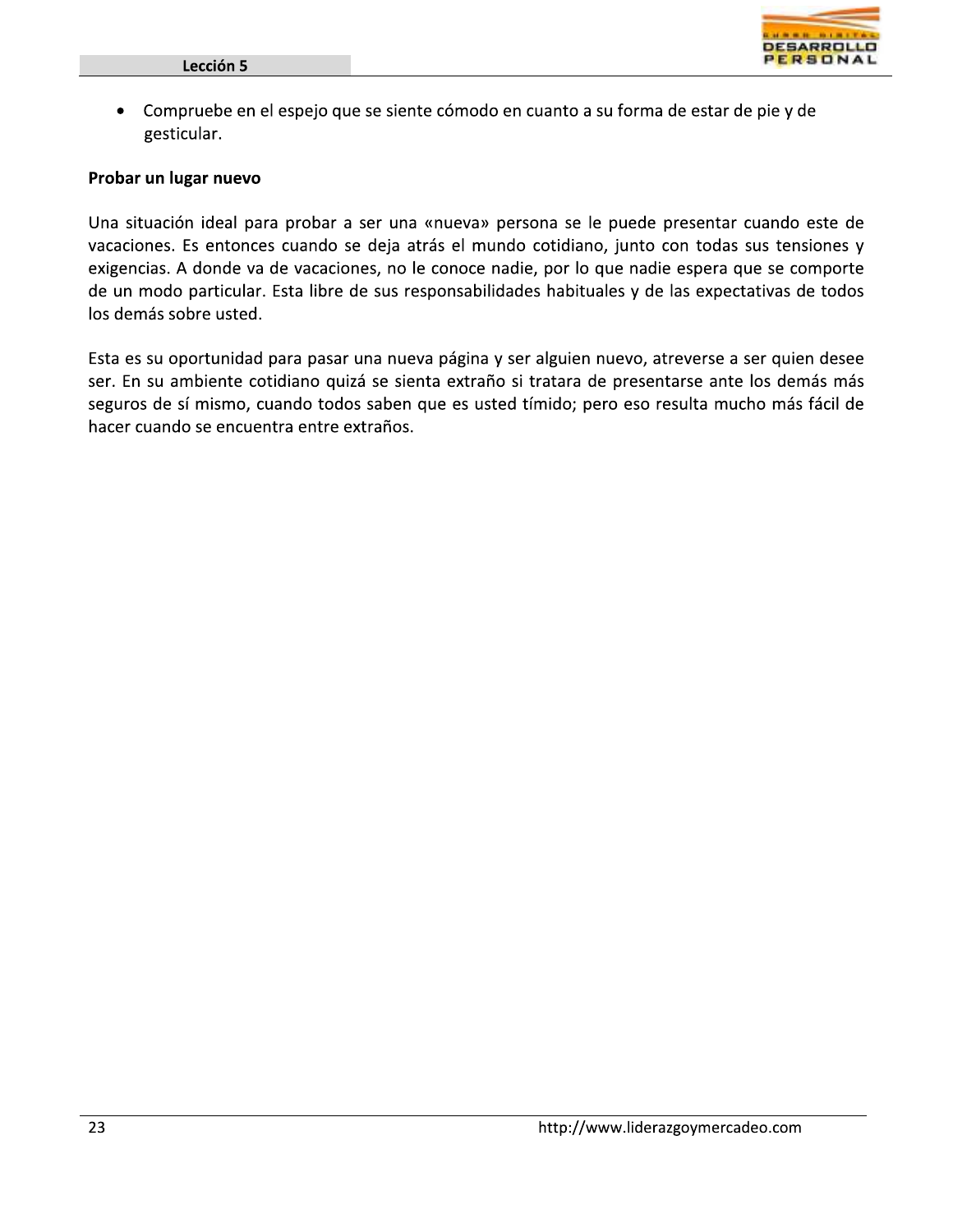- Compruebe en el espejo que se siente cómodo en cuanto a su forma de estar de pie y de gesticular.

**Probar un lugar nuevo**

Una situación ideal para probar a ser una «nueva» persona se le puede presentar cuando este de vacaciones. Es entonces cuando se deja atrás el mundo cotidiano, junto con todas sus tensiones y exigencias. A donde va de vacaciones, no le conoce nadie, por lo que nadie espera que se comporte de un modo particular. Esta libre de sus responsabilidades habituales y de las expectativas de todos los demás sobre usted.

Esta es su oportunidad para pasar una nueva página y ser alguien nuevo, atreverse a ser quien desee ser. En su ambiente cotidiano quizá se sienta extraño si tratara de presentarse ante los demás más seguros de sí mismo, cuando todos saben que es usted tímido; pero eso resulta mucho más fácil de hacer cuando se encuentra entre extraños.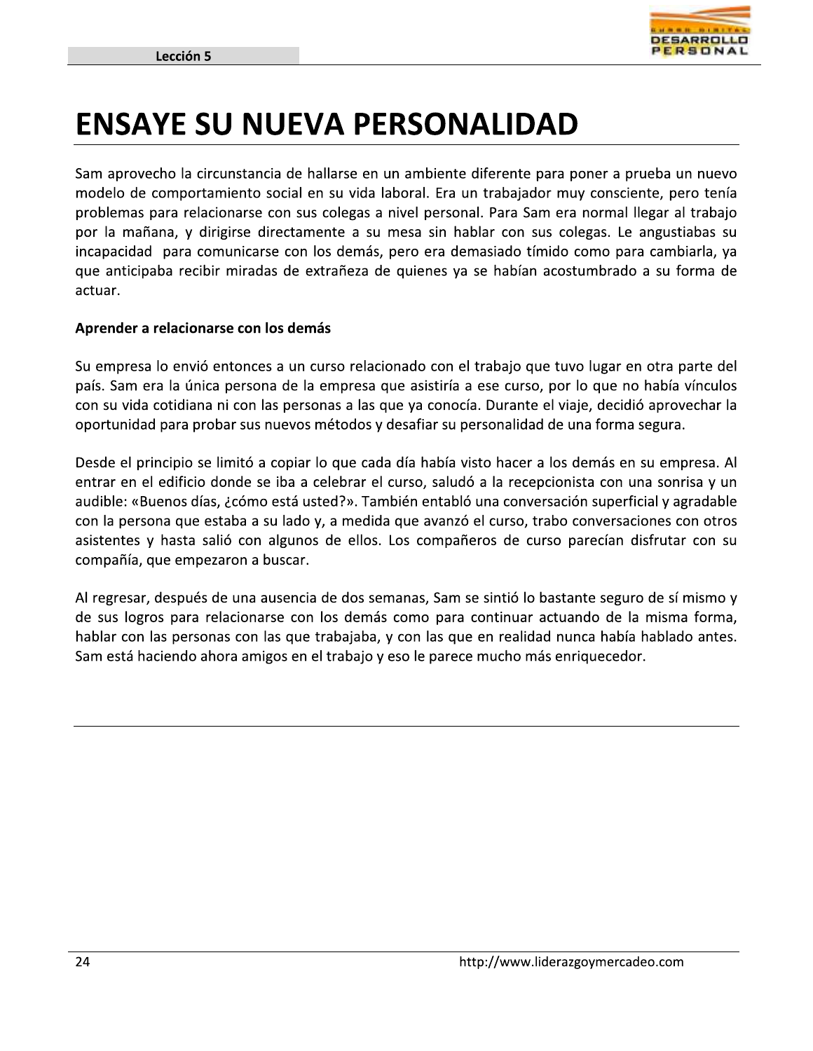# ENSAYE SU NUEVA PERSONALIDAD

Sam aprovecho la circunstancia de hallarse en un ambiente diferente para poner a prueba un nuevo modelo de comportamiento social en su vida laboral. Era un trabajador muy consciente, pero tenía problemas para relacionarse con sus colegas a nivel personal. Para Sam era normal llegar al trabajo por la mañana, y dirigirse directamente a su mesa sin hablar con sus colegas. Le angustiabas su incapacidad para comunicarse con los demás, pero era demasiado tímido como para cambiarla, ya que anticipaba recibir miradas de extrañeza de quienes ya se habían acostumbrado a su forma de actuar.

**Aprender a relacionarse con los demás**

Su empresa lo envió entonces a un curso relacionado con el trabajo que tuvo lugar en otra parte del país. Sam era la única persona de la empresa que asistiría a ese curso, por lo que no había vínculos con su vida cotidiana ni con las personas a las que ya conocía. Durante el viaje, decidió aprovechar la oportunidad para probar sus nuevos métodos y desafiar su personalidad de una forma segura.

Desde el principio se limitó a copiar lo que cada día había visto hacer a los demás en su empresa. Al entrar en el edificio donde se iba a celebrar el curso, saludó a la recepcionista con una sonrisa y un audible: «Buenos días, ¿cómo está usted?». También entabló una conversación superficial y agradable con la persona que estaba a su lado y, a medida que avanzó el curso, trabo conversaciones con otros asistentes y hasta salió con algunos de ellos. Los compañeros de curso parecían disfrutar con su compañía, que empezaron a buscar.

Al regresar, después de una ausencia de dos semanas, Sam se sintió lo bastante seguro de sí mismo y de sus logros para relacionarse con los demás como para continuar actuando de la misma forma, hablar con las personas con las que trabajaba, y con las que en realidad nunca había hablado antes. Sam está haciendo ahora amigos en el trabajo y eso le parece mucho más enriquecedor.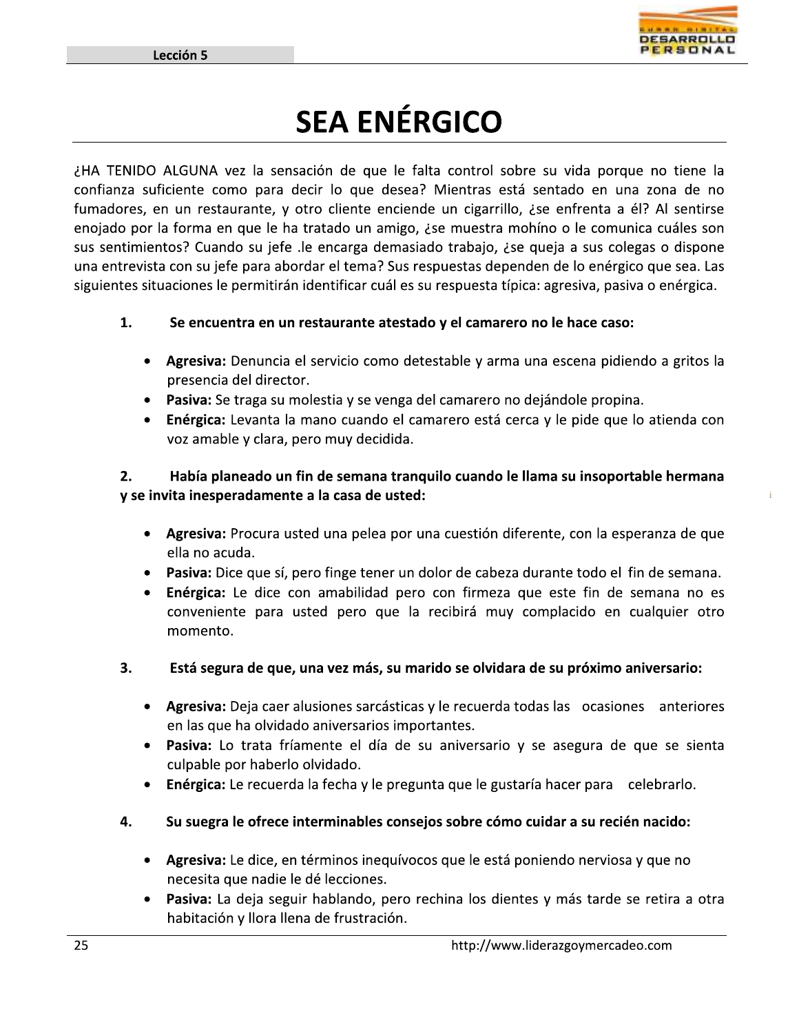# SEA ENÉRGICO

¿HA TENIDO ALGUNA vez la sensación de que le falta control sobre su vida porque no tiene la confianza suficiente como para decir lo que desea? Mientras está sentado en una zona de no fumadores, en un restaurante, y otro cliente enciende un cigarrillo, ¿se enfrenta a él? Al sentirse enojado por la forma en que le ha tratado un amigo, ¿se muestra mohíno o le comunica cuáles son sus sentimientos? Cuando su jefe .le encarga demasiado trabajo, ¿se queja a sus colegas o dispone una entrevista con su jefe para abordar el tema? Sus respuestas dependen de lo enérgico que sea. Las siguientes situaciones le permitirán identificar cuál es su respuesta típica: agresiva, pasiva o enérgica.

1. **Se encuentra en un restaurante atestado y el camarero no le hace caso:**

   - **Agresiva:** Denuncia el servicio como detestable y arma una escena pidiendo a gritos la presencia del director.
   - **Pasiva:** Se traga su molestia y se venga del camarero no dejándole propina.
   - **Enérgica:** Levanta la mano cuando el camarero está cerca y le pide que lo atienda con voz amable y clara, pero muy decidida.

2. **Había planeado un fin de semana tranquilo cuando le llama su insoportable hermana y se invita inesperadamente a la casa de usted:**

   - **Agresiva:** Procura usted una pelea por una cuestión diferente, con la esperanza de que ella no acuda.
   - **Pasiva:** Dice que sí, pero finge tener un dolor de cabeza durante todo el fin de semana.
   - **Enérgica:** Le dice con amabilidad pero con firmeza que este fin de semana no es conveniente para usted pero que la recibirá muy complacido en cualquier otro momento.

3. **Está segura de que, una vez más, su marido se olvidara de su próximo aniversario:**

   - **Agresiva:** Deja caer alusiones sarcásticas y le recuerda todas las ocasiones anteriores en las que ha olvidado aniversarios importantes.
   - **Pasiva:** Lo trata fríamente el día de su aniversario y se asegura de que se sienta culpable por haberlo olvidado.
   - **Enérgica:** Le recuerda la fecha y le pregunta que le gustaría hacer para celebrarlo.

4. **Su suegra le ofrece interminables consejos sobre cómo cuidar a su recién nacido:**

   - **Agresiva:** Le dice, en términos inequívocos que le está poniendo nerviosa y que no necesita que nadie le dé lecciones.
   - **Pasiva:** La deja seguir hablando, pero rechina los dientes y más tarde se retira a otra habitación y llora llena de frustración.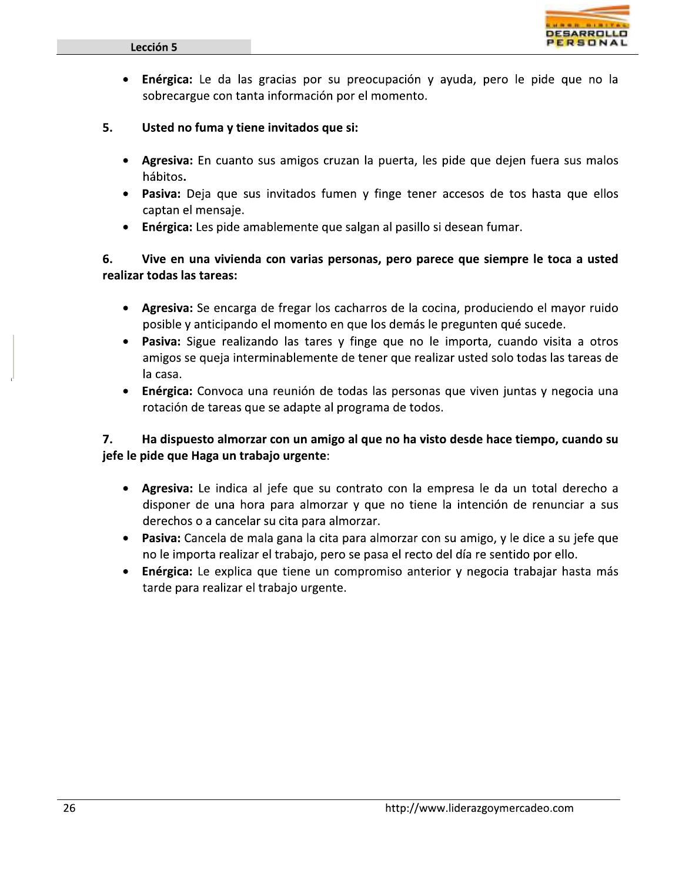- **Enérgica:** Le da las gracias por su preocupación y ayuda, pero le pide que no la sobrecargue con tanta información por el momento.

**5. Usted no fuma y tiene invitados que si:**

- **Agresiva:** En cuanto sus amigos cruzan la puerta, les pide que dejen fuera sus malos hábitos**.**
- **Pasiva:** Deja que sus invitados fumen y finge tener accesos de tos hasta que ellos captan el mensaje.
- **Enérgica:** Les pide amablemente que salgan al pasillo si desean fumar.

**6. Vive en una vivienda con varias personas, pero parece que siempre le toca a usted realizar todas las tareas:**

- **Agresiva:** Se encarga de fregar los cacharros de la cocina, produciendo el mayor ruido posible y anticipando el momento en que los demás le pregunten qué sucede.
- **Pasiva:** Sigue realizando las tares y finge que no le importa, cuando visita a otros amigos se queja interminablemente de tener que realizar usted solo todas las tareas de la casa.
- **Enérgica:** Convoca una reunión de todas las personas que viven juntas y negocia una rotación de tareas que se adapte al programa de todos.

**7. Ha dispuesto almorzar con un amigo al que no ha visto desde hace tiempo, cuando su jefe le pide que Haga un trabajo urgente**:

- **Agresiva:** Le indica al jefe que su contrato con la empresa le da un total derecho a disponer de una hora para almorzar y que no tiene la intención de renunciar a sus derechos o a cancelar su cita para almorzar.
- **Pasiva:** Cancela de mala gana la cita para almorzar con su amigo, y le dice a su jefe que no le importa realizar el trabajo, pero se pasa el recto del día re sentido por ello.
- **Enérgica:** Le explica que tiene un compromiso anterior y negocia trabajar hasta más tarde para realizar el trabajo urgente.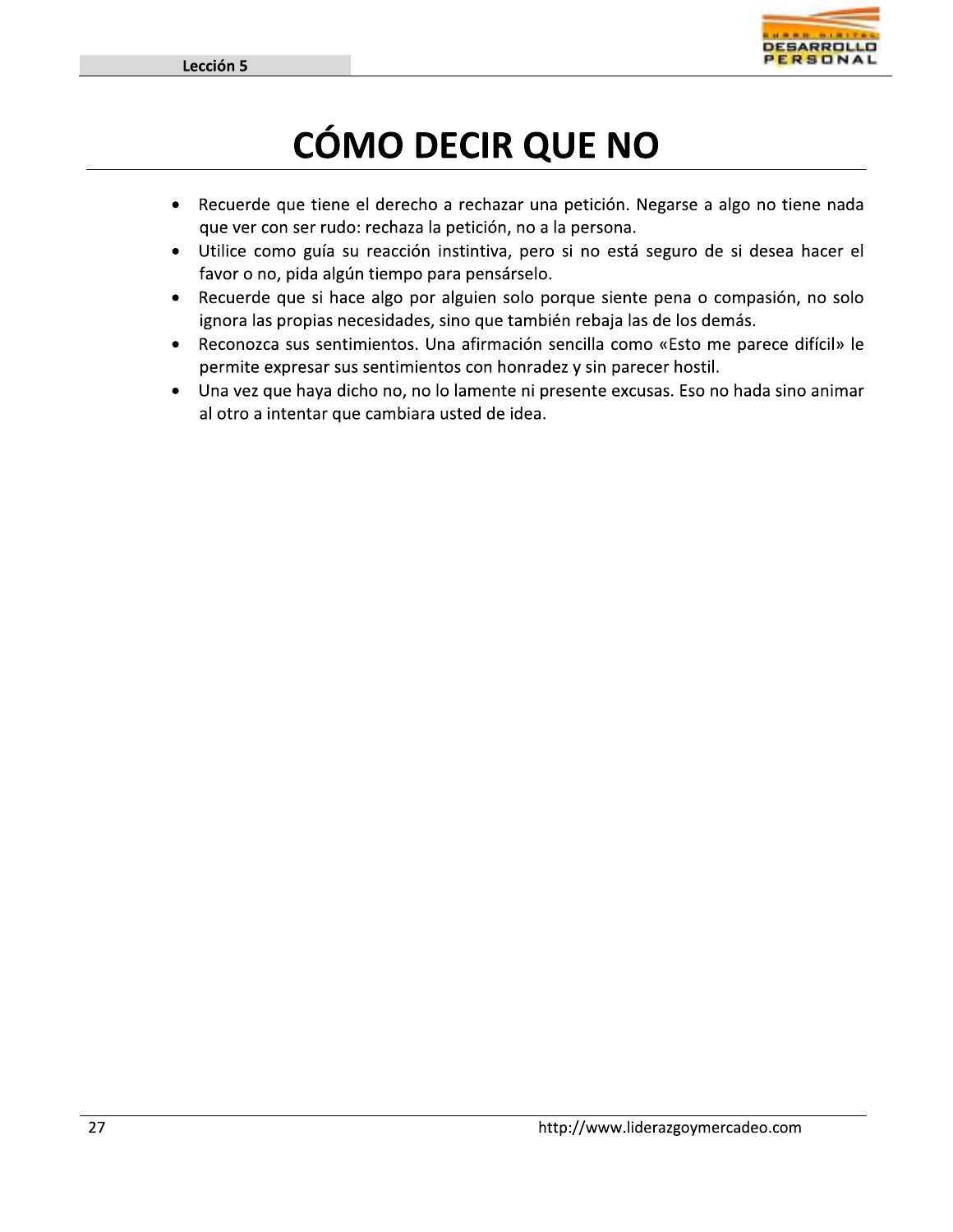# CÓMO DECIR QUE NO

- Recuerde que tiene el derecho a rechazar una petición. Negarse a algo no tiene nada que ver con ser rudo: rechaza la petición, no a la persona.
- Utilice como guía su reacción instintiva, pero si no está seguro de si desea hacer el favor o no, pida algún tiempo para pensárselo.
- Recuerde que si hace algo por alguien solo porque siente pena o compasión, no solo ignora las propias necesidades, sino que también rebaja las de los demás.
- Reconozca sus sentimientos. Una afirmación sencilla como «Esto me parece difícil» le permite expresar sus sentimientos con honradez y sin parecer hostil.
- Una vez que haya dicho no, no lo lamente ni presente excusas. Eso no hada sino animar al otro a intentar que cambiara usted de idea.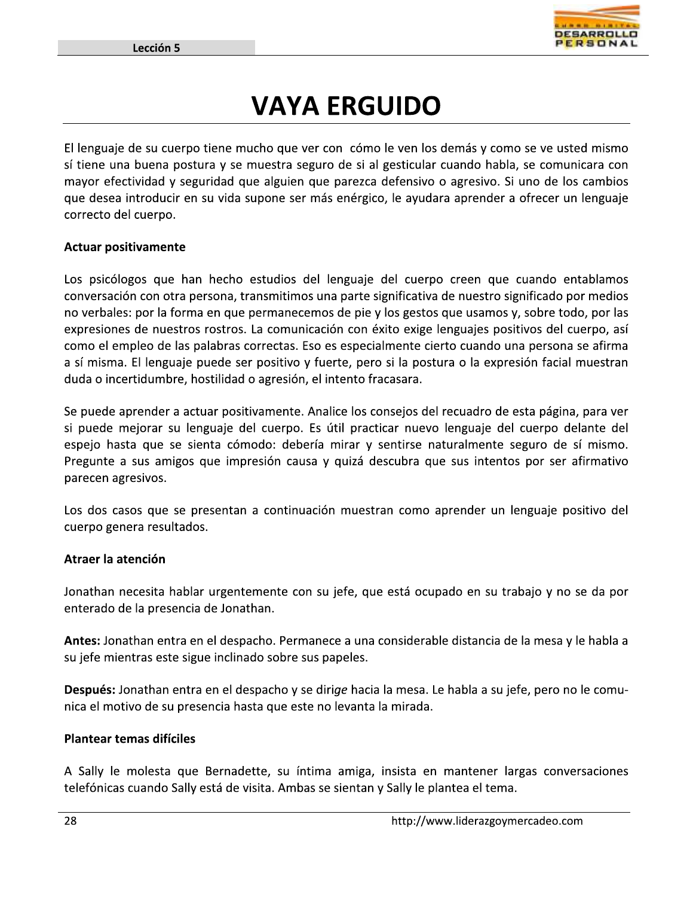# VAYA ERGUIDO

El lenguaje de su cuerpo tiene mucho que ver con cómo le ven los demás y como se ve usted mismo sí tiene una buena postura y se muestra seguro de si al gesticular cuando habla, se comunicara con mayor efectividad y seguridad que alguien que parezca defensivo o agresivo. Si uno de los cambios que desea introducir en su vida supone ser más enérgico, le ayudara aprender a ofrecer un lenguaje correcto del cuerpo.

**Actuar positivamente**

Los psicólogos que han hecho estudios del lenguaje del cuerpo creen que cuando entablamos conversación con otra persona, transmitimos una parte significativa de nuestro significado por medios no verbales: por la forma en que permanecemos de pie y los gestos que usamos y, sobre todo, por las expresiones de nuestros rostros. La comunicación con éxito exige lenguajes positivos del cuerpo, así como el empleo de las palabras correctas. Eso es especialmente cierto cuando una persona se afirma a sí misma. El lenguaje puede ser positivo y fuerte, pero si la postura o la expresión facial muestran duda o incertidumbre, hostilidad o agresión, el intento fracasara.

Se puede aprender a actuar positivamente. Analice los consejos del recuadro de esta página, para ver si puede mejorar su lenguaje del cuerpo. Es útil practicar nuevo lenguaje del cuerpo delante del espejo hasta que se sienta cómodo: debería mirar y sentirse naturalmente seguro de sí mismo. Pregunte a sus amigos que impresión causa y quizá descubra que sus intentos por ser afirmativo parecen agresivos.

Los dos casos que se presentan a continuación muestran como aprender un lenguaje positivo del cuerpo genera resultados.

**Atraer la atención**

Jonathan necesita hablar urgentemente con su jefe, que está ocupado en su trabajo y no se da por enterado de la presencia de Jonathan.

**Antes:** Jonathan entra en el despacho. Permanece a una considerable distancia de la mesa y le habla a su jefe mientras este sigue inclinado sobre sus papeles.

**Después:** Jonathan entra en el despacho y se diri*ge* hacia la mesa. Le habla a su jefe, pero no le comunica el motivo de su presencia hasta que este no levanta la mirada.

**Plantear temas difíciles**

A Sally le molesta que Bernadette, su íntima amiga, insista en mantener largas conversaciones telefónicas cuando Sally está de visita. Ambas se sientan y Sally le plantea el tema.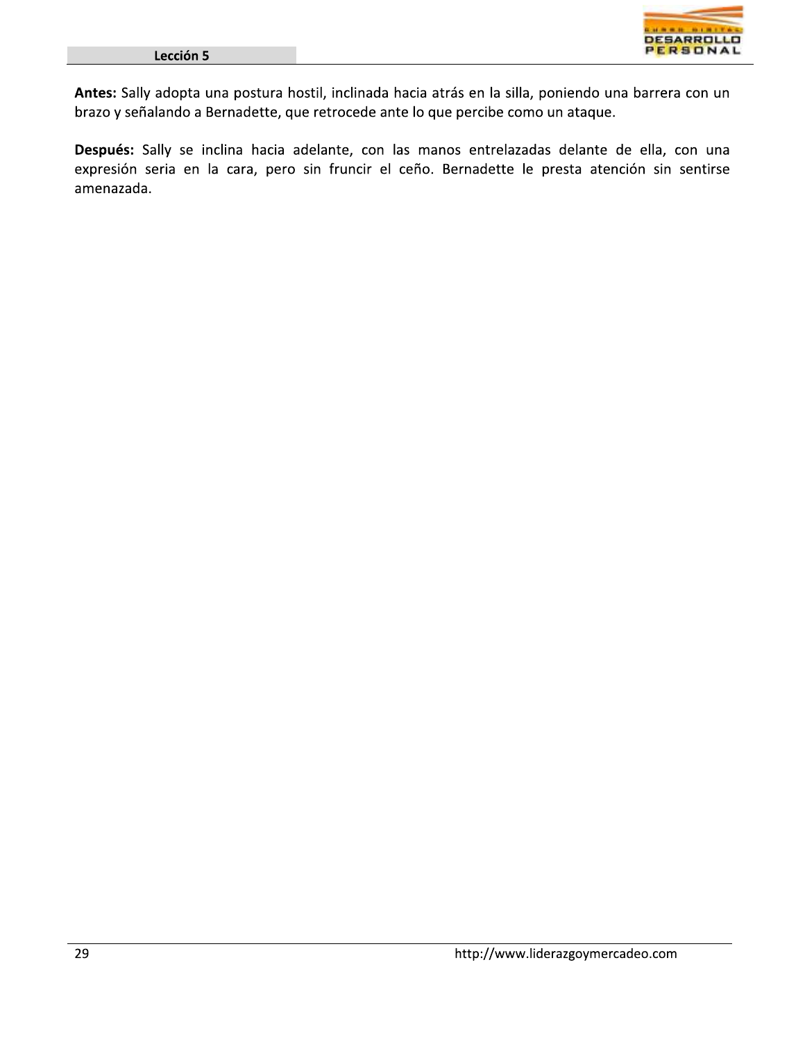**Antes:** Sally adopta una postura hostil, inclinada hacia atrás en la silla, poniendo una barrera con un brazo y señalando a Bernadette, que retrocede ante lo que percibe como un ataque.

**Después:** Sally se inclina hacia adelante, con las manos entrelazadas delante de ella, con una expresión seria en la cara, pero sin fruncir el ceño. Bernadette le presta atención sin sentirse amenazada.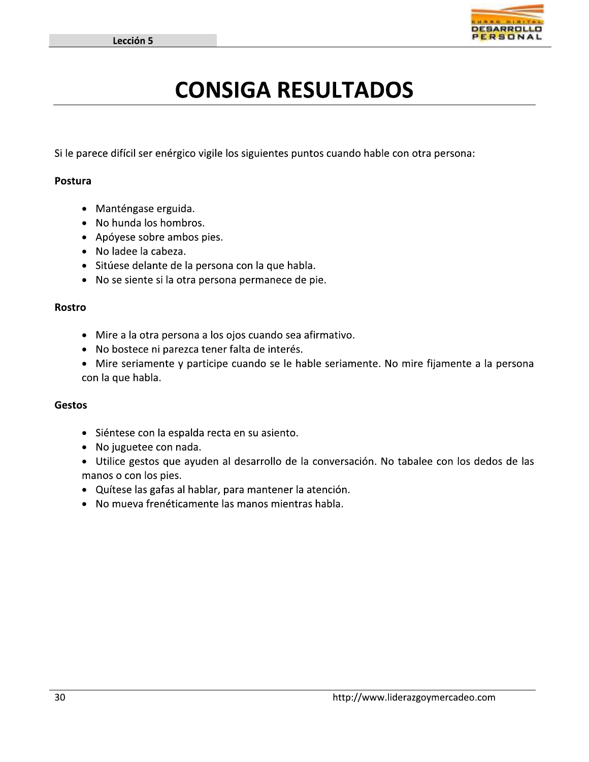# CONSIGA RESULTADOS

Si le parece difícil ser enérgico vigile los siguientes puntos cuando hable con otra persona:

**Postura**

- Manténgase erguida.
- No hunda los hombros.
- Apóyese sobre ambos pies.
- No ladee la cabeza.
- Sitúese delante de la persona con la que habla.
- No se siente si la otra persona permanece de pie.

**Rostro**

- Mire a la otra persona a los ojos cuando sea afirmativo.
- No bostece ni parezca tener falta de interés.
- Mire seriamente y participe cuando se le hable seriamente. No mire fijamente a la persona con la que habla.

**Gestos**

- Siéntese con la espalda recta en su asiento.
- No juguetee con nada.
- Utilice gestos que ayuden al desarrollo de la conversación. No tabalee con los dedos de las manos o con los pies.
- Quítese las gafas al hablar, para mantener la atención.
- No mueva frenéticamente las manos mientras habla.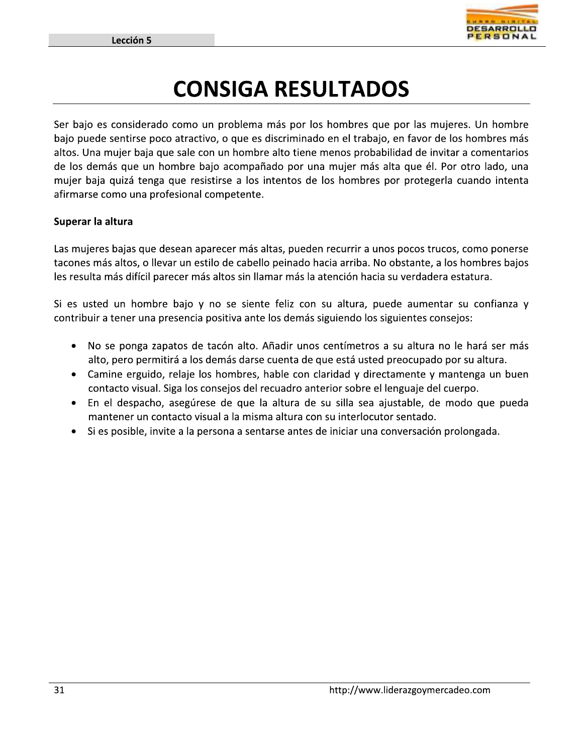# CONSIGA RESULTADOS

Ser bajo es considerado como un problema más por los hombres que por las mujeres. Un hombre bajo puede sentirse poco atractivo, o que es discriminado en el trabajo, en favor de los hombres más altos. Una mujer baja que sale con un hombre alto tiene menos probabilidad de invitar a comentarios de los demás que un hombre bajo acompañado por una mujer más alta que él. Por otro lado, una mujer baja quizá tenga que resistirse a los intentos de los hombres por protegerla cuando intenta afirmarse como una profesional competente.

**Superar la altura**

Las mujeres bajas que desean aparecer más altas, pueden recurrir a unos pocos trucos, como ponerse tacones más altos, o llevar un estilo de cabello peinado hacia arriba. No obstante, a los hombres bajos les resulta más difícil parecer más altos sin llamar más la atención hacia su verdadera estatura.

Si es usted un hombre bajo y no se siente feliz con su altura, puede aumentar su confianza y contribuir a tener una presencia positiva ante los demás siguiendo los siguientes consejos:

- No se ponga zapatos de tacón alto. Añadir unos centímetros a su altura no le hará ser más alto, pero permitirá a los demás darse cuenta de que está usted preocupado por su altura.
- Camine erguido, relaje los hombres, hable con claridad y directamente y mantenga un buen contacto visual. Siga los consejos del recuadro anterior sobre el lenguaje del cuerpo.
- En el despacho, asegúrese de que la altura de su silla sea ajustable, de modo que pueda mantener un contacto visual a la misma altura con su interlocutor sentado.
- Si es posible, invite a la persona a sentarse antes de iniciar una conversación prolongada.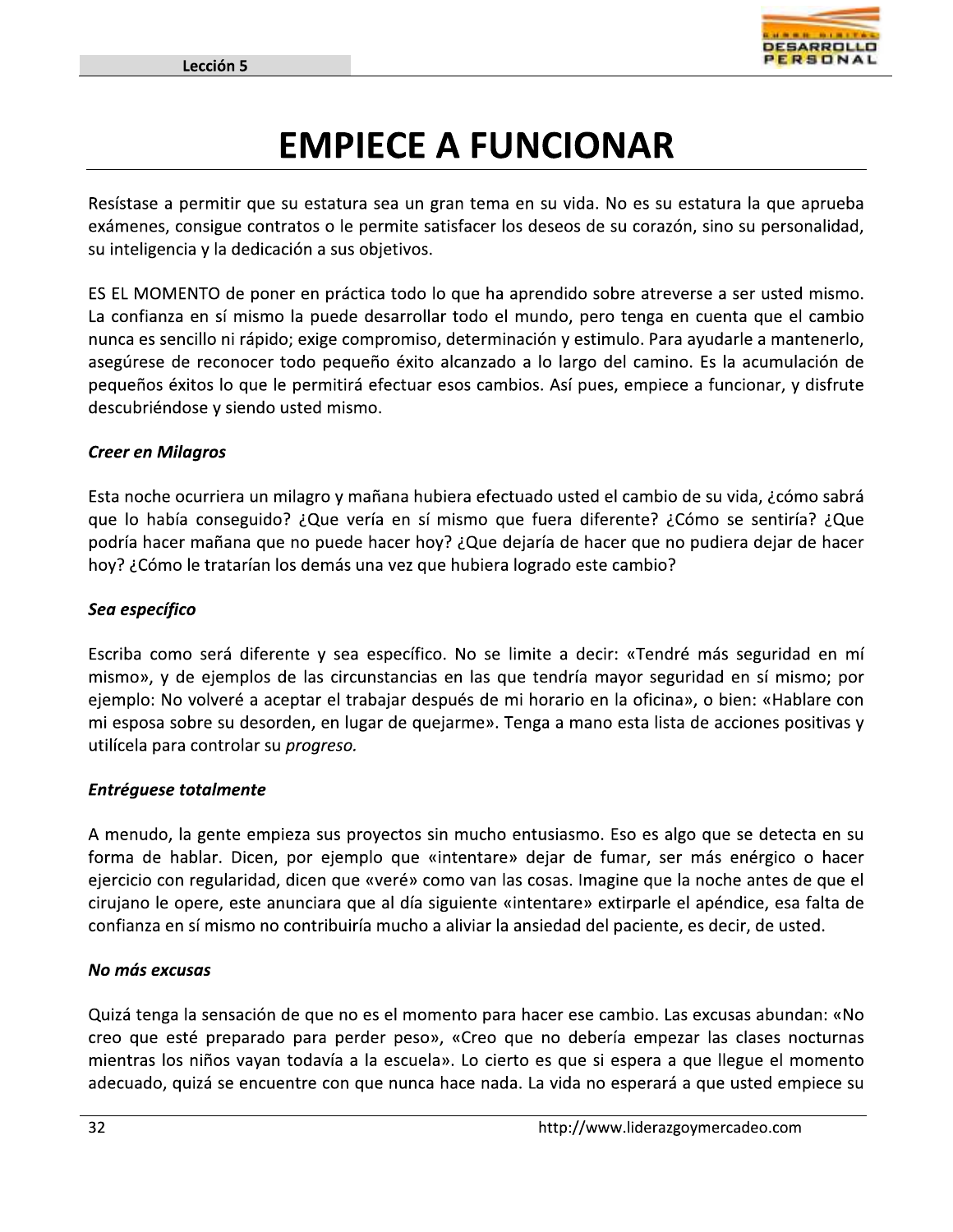# EMPIECE A FUNCIONAR

Resístase a permitir que su estatura sea un gran tema en su vida. No es su estatura la que aprueba exámenes, consigue contratos o le permite satisfacer los deseos de su corazón, sino su personalidad, su inteligencia y la dedicación a sus objetivos.

ES EL MOMENTO de poner en práctica todo lo que ha aprendido sobre atreverse a ser usted mismo. La confianza en sí mismo la puede desarrollar todo el mundo, pero tenga en cuenta que el cambio nunca es sencillo ni rápido; exige compromiso, determinación y estimulo. Para ayudarle a mantenerlo, asegúrese de reconocer todo pequeño éxito alcanzado a lo largo del camino. Es la acumulación de pequeños éxitos lo que le permitirá efectuar esos cambios. Así pues, empiece a funcionar, y disfrute descubriéndose y siendo usted mismo.

***Creer en Milagros***

Esta noche ocurriera un milagro y mañana hubiera efectuado usted el cambio de su vida, ¿cómo sabrá que lo había conseguido? ¿Que vería en sí mismo que fuera diferente? ¿Cómo se sentiría? ¿Que podría hacer mañana que no puede hacer hoy? ¿Que dejaría de hacer que no pudiera dejar de hacer hoy? ¿Cómo le tratarían los demás una vez que hubiera logrado este cambio?

***Sea específico***

Escriba como será diferente y sea específico. No se limite a decir: «Tendré más seguridad en mí mismo», y de ejemplos de las circunstancias en las que tendría mayor seguridad en sí mismo; por ejemplo: No volveré a aceptar el trabajar después de mi horario en la oficina», o bien: «Hablare con mi esposa sobre su desorden, en lugar de quejarme». Tenga a mano esta lista de acciones positivas y utilícela para controlar su *progreso.*

***Entréguese totalmente***

A menudo, la gente empieza sus proyectos sin mucho entusiasmo. Eso es algo que se detecta en su forma de hablar. Dicen, por ejemplo que «intentare» dejar de fumar, ser más enérgico o hacer ejercicio con regularidad, dicen que «veré» como van las cosas. Imagine que la noche antes de que el cirujano le opere, este anunciara que al día siguiente «intentare» extirparle el apéndice, esa falta de confianza en sí mismo no contribuiría mucho a aliviar la ansiedad del paciente, es decir, de usted.

***No más excusas***

Quizá tenga la sensación de que no es el momento para hacer ese cambio. Las excusas abundan: «No creo que esté preparado para perder peso», «Creo que no debería empezar las clases nocturnas mientras los niños vayan todavía a la escuela». Lo cierto es que si espera a que llegue el momento adecuado, quizá se encuentre con que nunca hace nada. La vida no esperará a que usted empiece su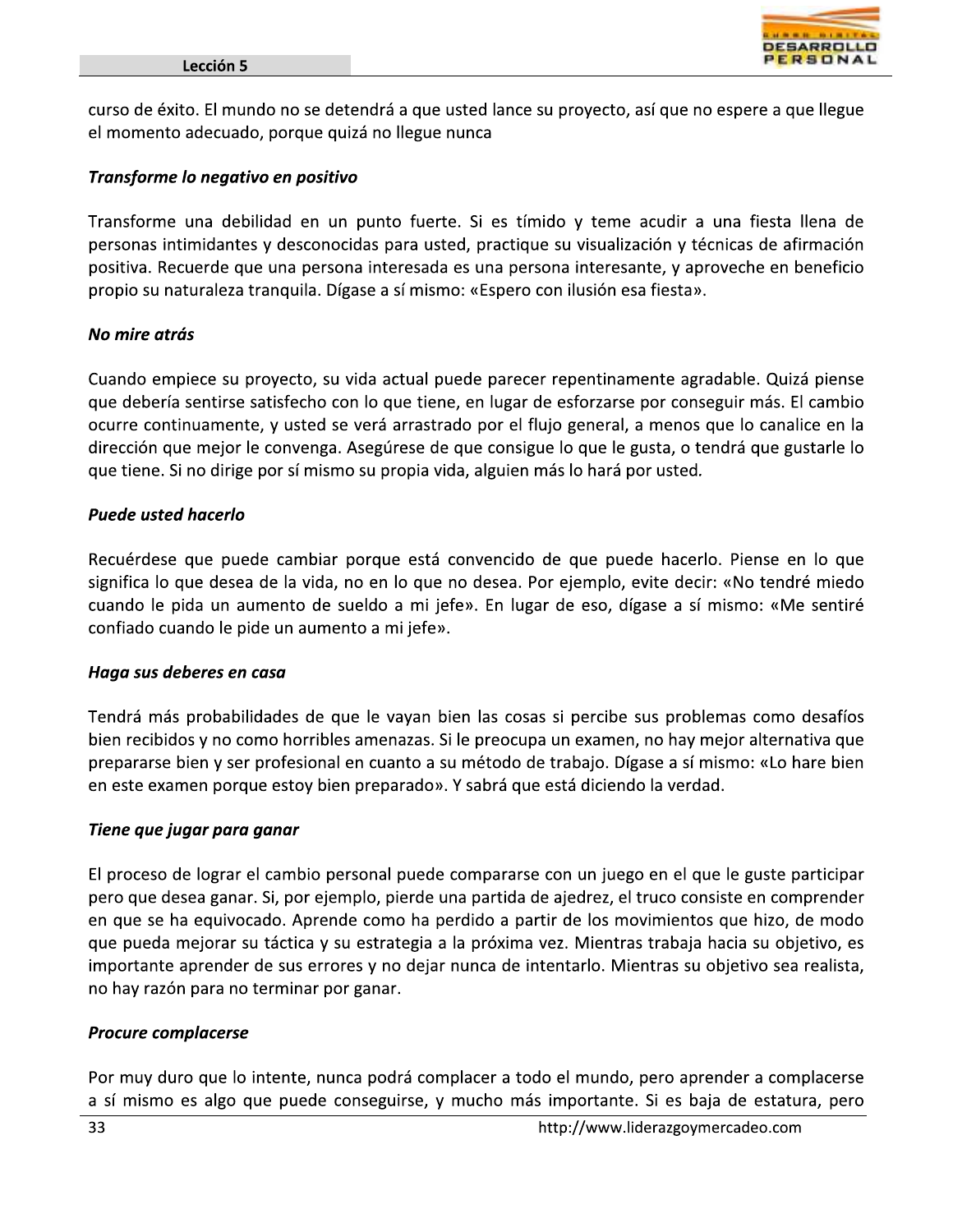curso de éxito. El mundo no se detendrá a que usted lance su proyecto, así que no espere a que llegue el momento adecuado, porque quizá no llegue nunca

***Transforme lo negativo en positivo***

Transforme una debilidad en un punto fuerte. Si es tímido y teme acudir a una fiesta llena de personas intimidantes y desconocidas para usted, practique su visualización y técnicas de afirmación positiva. Recuerde que una persona interesada es una persona interesante, y aproveche en beneficio propio su naturaleza tranquila. Dígase a sí mismo: «Espero con ilusión esa fiesta».

***No mire atrás***

Cuando empiece su proyecto, su vida actual puede parecer repentinamente agradable. Quizá piense que debería sentirse satisfecho con lo que tiene, en lugar de esforzarse por conseguir más. El cambio ocurre continuamente, y usted se verá arrastrado por el flujo general, a menos que lo canalice en la dirección que mejor le convenga. Asegúrese de que consigue lo que le gusta, o tendrá que gustarle lo que tiene. Si no dirige por sí mismo su propia vida, alguien más lo hará por usted.

***Puede usted hacerlo***

Recuérdese que puede cambiar porque está convencido de que puede hacerlo. Piense en lo que significa lo que desea de la vida, no en lo que no desea. Por ejemplo, evite decir: «No tendré miedo cuando le pida un aumento de sueldo a mi jefe». En lugar de eso, dígase a sí mismo: «Me sentiré confiado cuando le pide un aumento a mi jefe».

***Haga sus deberes en casa***

Tendrá más probabilidades de que le vayan bien las cosas si percibe sus problemas como desafíos bien recibidos y no como horribles amenazas. Si le preocupa un examen, no hay mejor alternativa que prepararse bien y ser profesional en cuanto a su método de trabajo. Dígase a sí mismo: «Lo hare bien en este examen porque estoy bien preparado». Y sabrá que está diciendo la verdad.

***Tiene que jugar para ganar***

El proceso de lograr el cambio personal puede compararse con un juego en el que le guste participar pero que desea ganar. Si, por ejemplo, pierde una partida de ajedrez, el truco consiste en comprender en que se ha equivocado. Aprende como ha perdido a partir de los movimientos que hizo, de modo que pueda mejorar su táctica y su estrategia a la próxima vez. Mientras trabaja hacia su objetivo, es importante aprender de sus errores y no dejar nunca de intentarlo. Mientras su objetivo sea realista, no hay razón para no terminar por ganar.

***Procure complacerse***

Por muy duro que lo intente, nunca podrá complacer a todo el mundo, pero aprender a complacerse a sí mismo es algo que puede conseguirse, y mucho más importante. Si es baja de estatura, pero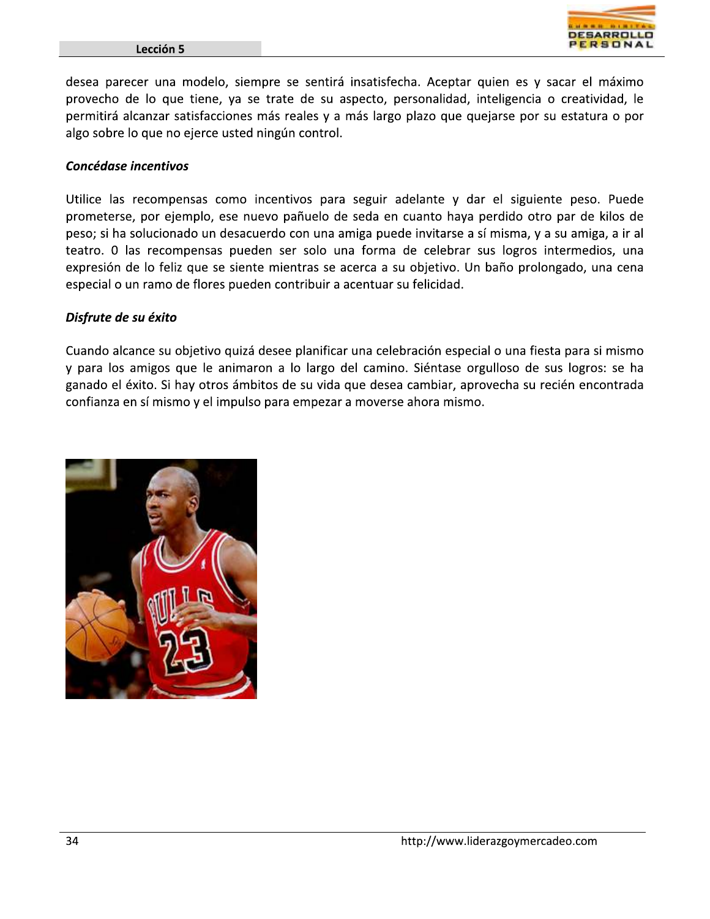desea parecer una modelo, siempre se sentirá insatisfecha. Aceptar quien es y sacar el máximo provecho de lo que tiene, ya se trate de su aspecto, personalidad, inteligencia o creatividad, le permitirá alcanzar satisfacciones más reales y a más largo plazo que quejarse por su estatura o por algo sobre lo que no ejerce usted ningún control.

***Concédase incentivos***

Utilice las recompensas como incentivos para seguir adelante y dar el siguiente peso. Puede prometerse, por ejemplo, ese nuevo pañuelo de seda en cuanto haya perdido otro par de kilos de peso; si ha solucionado un desacuerdo con una amiga puede invitarse a sí misma, y a su amiga, a ir al teatro. 0 las recompensas pueden ser solo una forma de celebrar sus logros intermedios, una expresión de lo feliz que se siente mientras se acerca a su objetivo. Un baño prolongado, una cena especial o un ramo de flores pueden contribuir a acentuar su felicidad.

***Disfrute de su éxito***

Cuando alcance su objetivo quizá desee planificar una celebración especial o una fiesta para si mismo y para los amigos que le animaron a lo largo del camino. Siéntase orgulloso de sus logros: se ha ganado el éxito. Si hay otros ámbitos de su vida que desea cambiar, aprovecha su recién encontrada confianza en sí mismo y el impulso para empezar a moverse ahora mismo.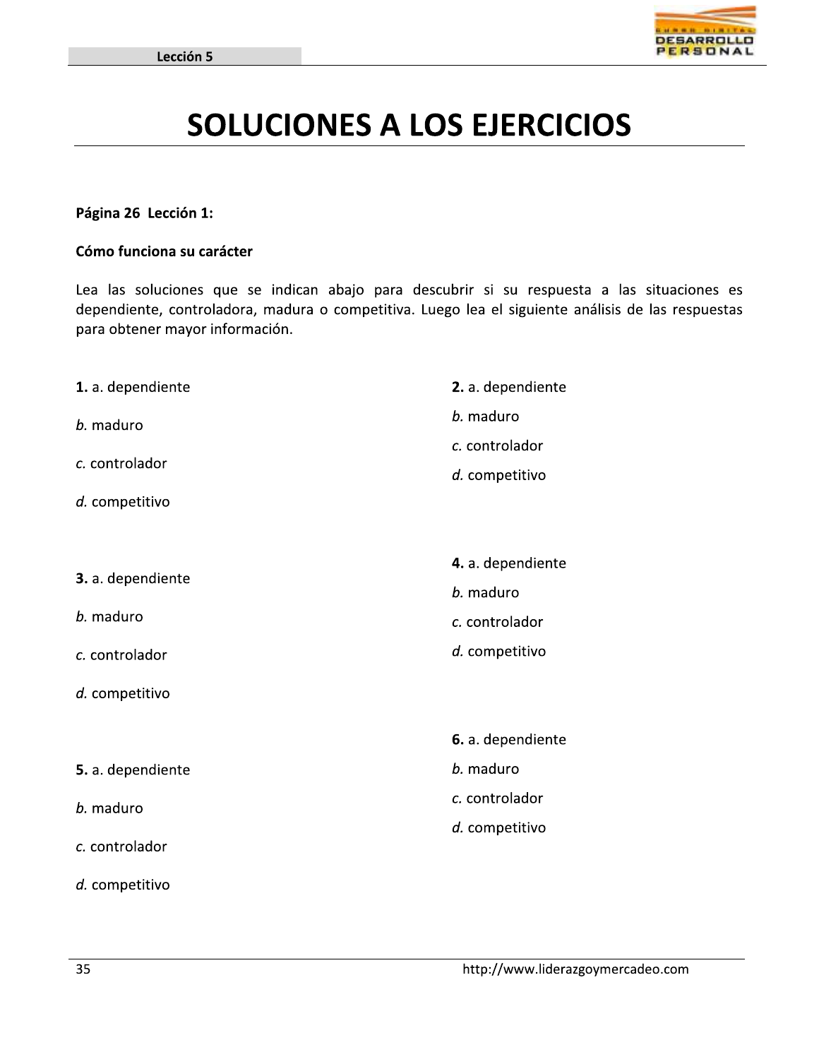# SOLUCIONES A LOS EJERCICIOS

**Página 26 Lección 1:**

**Cómo funciona su carácter**

Lea las soluciones que se indican abajo para descubrir si su respuesta a las situaciones es dependiente, controladora, madura o competitiva. Luego lea el siguiente análisis de las respuestas para obtener mayor información.

**1.** a. dependiente

*b.* maduro

*c.* controlador

*d.* competitivo

**2.** a. dependiente

*b.* maduro

*c.* controlador

*d.* competitivo

**3.** a. dependiente

*b.* maduro

*c.* controlador

*d.* competitivo

**4.** a. dependiente

*b.* maduro

*c.* controlador

*d.* competitivo

**5.** a. dependiente

*b.* maduro

*c.* controlador

*d.* competitivo

**6.** a. dependiente

*b.* maduro

*c.* controlador

*d.* competitivo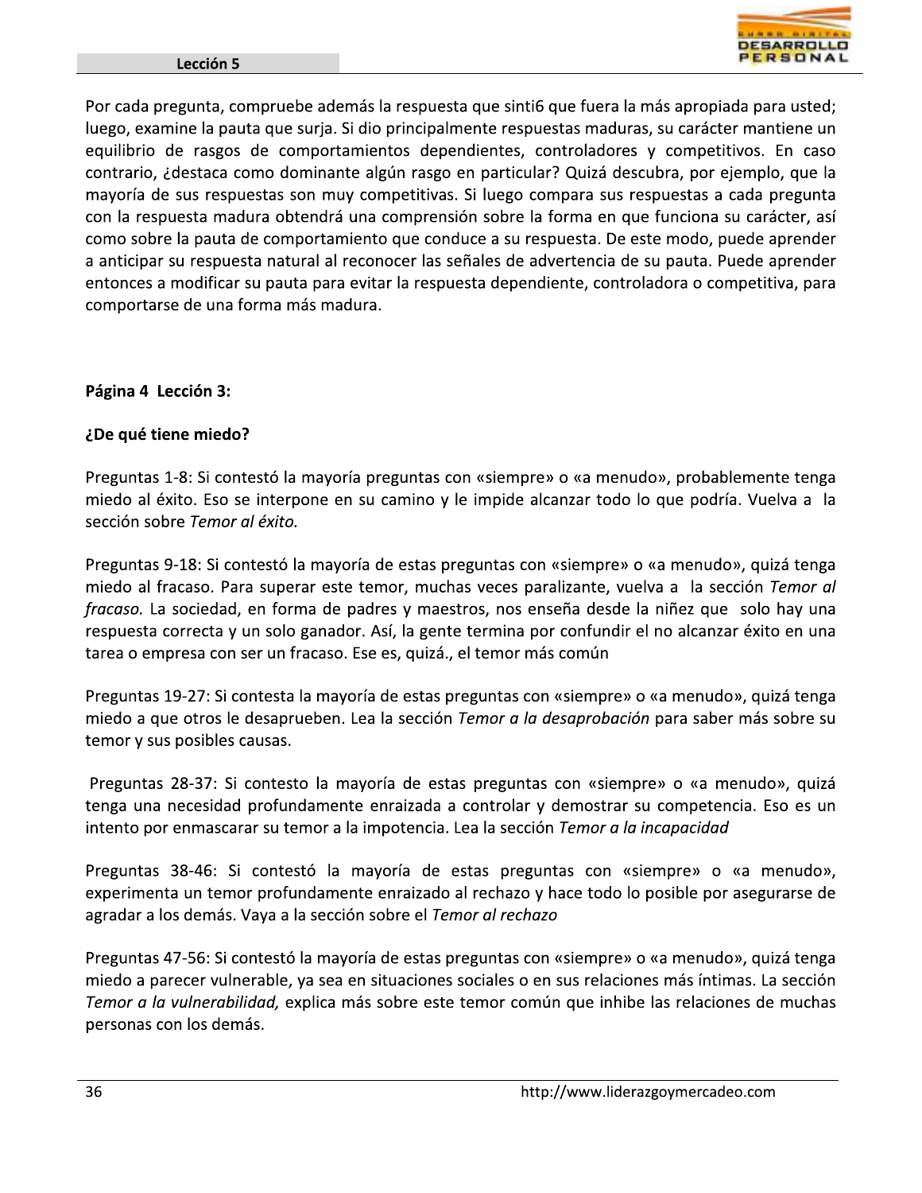Por cada pregunta, compruebe además la respuesta que sinti6 que fuera la más apropiada para usted; luego, examine la pauta que surja. Si dio principalmente respuestas maduras, su carácter mantiene un equilibrio de rasgos de comportamientos dependientes, controladores y competitivos. En caso contrario, ¿destaca como dominante algún rasgo en particular? Quizá descubra, por ejemplo, que la mayoría de sus respuestas son muy competitivas. Si luego compara sus respuestas a cada pregunta con la respuesta madura obtendrá una comprensión sobre la forma en que funciona su carácter, así como sobre la pauta de comportamiento que conduce a su respuesta. De este modo, puede aprender a anticipar su respuesta natural al reconocer las señales de advertencia de su pauta. Puede aprender entonces a modificar su pauta para evitar la respuesta dependiente, controladora o competitiva, para comportarse de una forma más madura.

**Página 4 Lección 3:**

**¿De qué tiene miedo?**

Preguntas 1-8: Si contestó la mayoría preguntas con «siempre» o «a menudo», probablemente tenga miedo al éxito. Eso se interpone en su camino y le impide alcanzar todo lo que podría. Vuelva a la sección sobre *Temor al éxito.*

Preguntas 9-18: Si contestó la mayoría de estas preguntas con «siempre» o «a menudo», quizá tenga miedo al fracaso. Para superar este temor, muchas veces paralizante, vuelva a la sección *Temor al fracaso.* La sociedad, en forma de padres y maestros, nos enseña desde la niñez que solo hay una respuesta correcta y un solo ganador. Así, la gente termina por confundir el no alcanzar éxito en una tarea o empresa con ser un fracaso. Ese es, quizá., el temor más común

Preguntas 19-27: Si contesta la mayoría de estas preguntas con «siempre» o «a menudo», quizá tenga miedo a que otros le desaprueben. Lea la sección *Temor a la desaprobación* para saber más sobre su temor y sus posibles causas.

Preguntas 28-37: Si contesto la mayoría de estas preguntas con «siempre» o «a menudo», quizá tenga una necesidad profundamente enraizada a controlar y demostrar su competencia. Eso es un intento por enmascarar su temor a la impotencia. Lea la sección *Temor a la incapacidad*

Preguntas 38-46: Si contestó la mayoría de estas preguntas con «siempre» o «a menudo», experimenta un temor profundamente enraizado al rechazo y hace todo lo posible por asegurarse de agradar a los demás. Vaya a la sección sobre el *Temor al rechazo*

Preguntas 47-56: Si contestó la mayoría de estas preguntas con «siempre» o «a menudo», quizá tenga miedo a parecer vulnerable, ya sea en situaciones sociales o en sus relaciones más íntimas. La sección *Temor a la vulnerabilidad,* explica más sobre este temor común que inhibe las relaciones de muchas personas con los demás.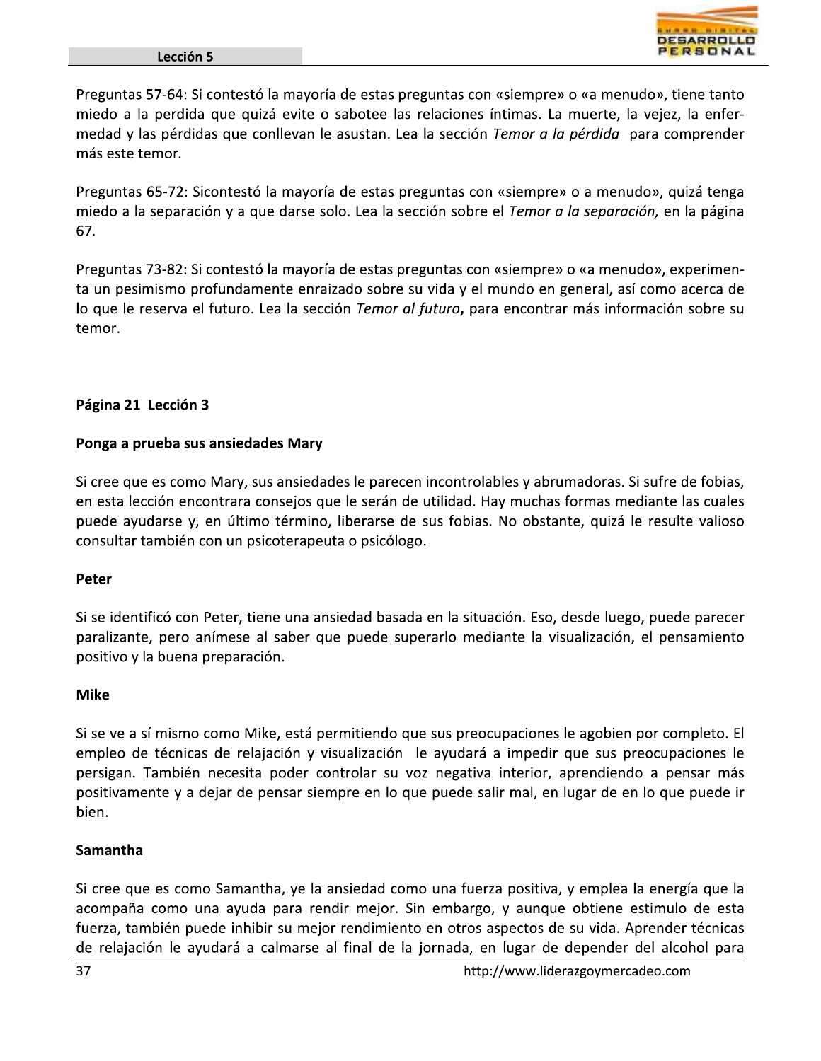Preguntas 57-64: Si contestó la mayoría de estas preguntas con «siempre» o «a menudo», tiene tanto miedo a la perdida que quizá evite o sabotee las relaciones íntimas. La muerte, la vejez, la enfermedad y las pérdidas que conllevan le asustan. Lea la sección *Temor a la pérdida* para comprender más este temor.

Preguntas 65-72: Sicontestó la mayoría de estas preguntas con «siempre» o a menudo», quizá tenga miedo a la separación y a que darse solo. Lea la sección sobre el *Temor a la separación,* en la página 67.

Preguntas 73-82: Si contestó la mayoría de estas preguntas con «siempre» o «a menudo», experimenta un pesimismo profundamente enraizado sobre su vida y el mundo en general, así como acerca de lo que le reserva el futuro. Lea la sección *Temor al futuro***,** para encontrar más información sobre su temor.

**Página 21 Lección 3**

**Ponga a prueba sus ansiedades Mary**

Si cree que es como Mary, sus ansiedades le parecen incontrolables y abrumadoras. Si sufre de fobias, en esta lección encontrara consejos que le serán de utilidad. Hay muchas formas mediante las cuales puede ayudarse y, en último término, liberarse de sus fobias. No obstante, quizá le resulte valioso consultar también con un psicoterapeuta o psicólogo.

**Peter**

Si se identificó con Peter, tiene una ansiedad basada en la situación. Eso, desde luego, puede parecer paralizante, pero anímese al saber que puede superarlo mediante la visualización, el pensamiento positivo y la buena preparación.

**Mike**

Si se ve a sí mismo como Mike, está permitiendo que sus preocupaciones le agobien por completo. El empleo de técnicas de relajación y visualización le ayudará a impedir que sus preocupaciones le persigan. También necesita poder controlar su voz negativa interior, aprendiendo a pensar más positivamente y a dejar de pensar siempre en lo que puede salir mal, en lugar de en lo que puede ir bien.

**Samantha**

Si cree que es como Samantha, ye la ansiedad como una fuerza positiva, y emplea la energía que la acompaña como una ayuda para rendir mejor. Sin embargo, y aunque obtiene estimulo de esta fuerza, también puede inhibir su mejor rendimiento en otros aspectos de su vida. Aprender técnicas de relajación le ayudará a calmarse al final de la jornada, en lugar de depender del alcohol para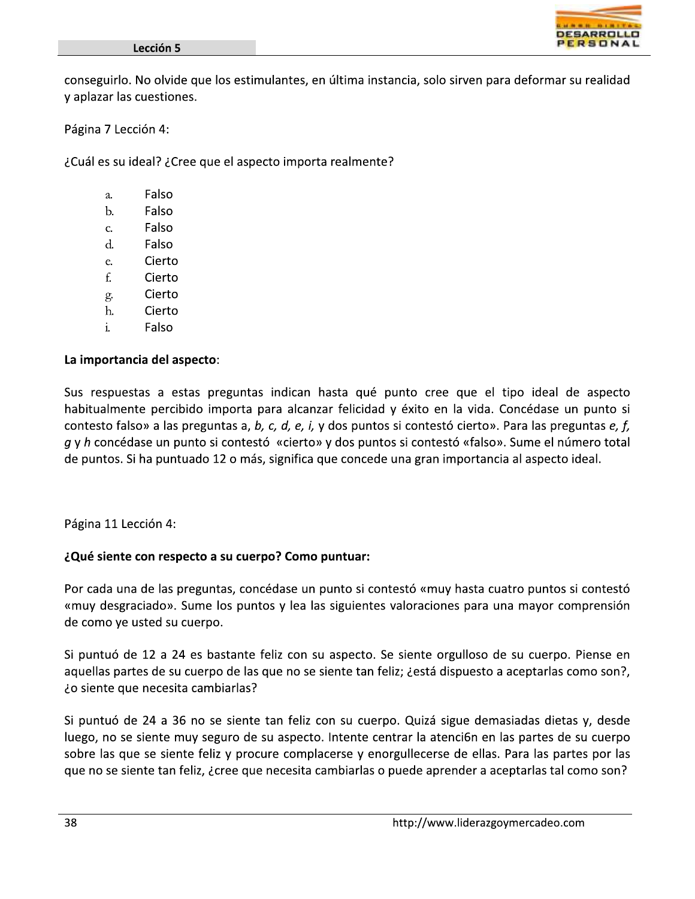conseguirlo. No olvide que los estimulantes, en última instancia, solo sirven para deformar su realidad y aplazar las cuestiones.

Página 7 Lección 4:

¿Cuál es su ideal? ¿Cree que el aspecto importa realmente?

a. Falso
b. Falso
c. Falso
d. Falso
e. Cierto
f. Cierto
g. Cierto
h. Cierto
i. Falso

**La importancia del aspecto**:

Sus respuestas a estas preguntas indican hasta qué punto cree que el tipo ideal de aspecto habitualmente percibido importa para alcanzar felicidad y éxito en la vida. Concédase un punto si contesto falso» a las preguntas a, *b, c, d, e, i,* y dos puntos si contestó cierto». Para las preguntas *e, f, g* y *h* concédase un punto si contestó «cierto» y dos puntos si contestó «falso». Sume el número total de puntos. Si ha puntuado 12 o más, significa que concede una gran importancia al aspecto ideal.

Página 11 Lección 4:

**¿Qué siente con respecto a su cuerpo? Como puntuar:**

Por cada una de las preguntas, concédase un punto si contestó «muy hasta cuatro puntos si contestó «muy desgraciado». Sume los puntos y lea las siguientes valoraciones para una mayor comprensión de como ye usted su cuerpo.

Si puntuó de 12 a 24 es bastante feliz con su aspecto. Se siente orgulloso de su cuerpo. Piense en aquellas partes de su cuerpo de las que no se siente tan feliz; ¿está dispuesto a aceptarlas como son?, ¿o siente que necesita cambiarlas?

Si puntuó de 24 a 36 no se siente tan feliz con su cuerpo. Quizá sigue demasiadas dietas y, desde luego, no se siente muy seguro de su aspecto. Intente centrar la atenci6n en las partes de su cuerpo sobre las que se siente feliz y procure complacerse y enorgullecerse de ellas. Para las partes por las que no se siente tan feliz, ¿cree que necesita cambiarlas o puede aprender a aceptarlas tal como son?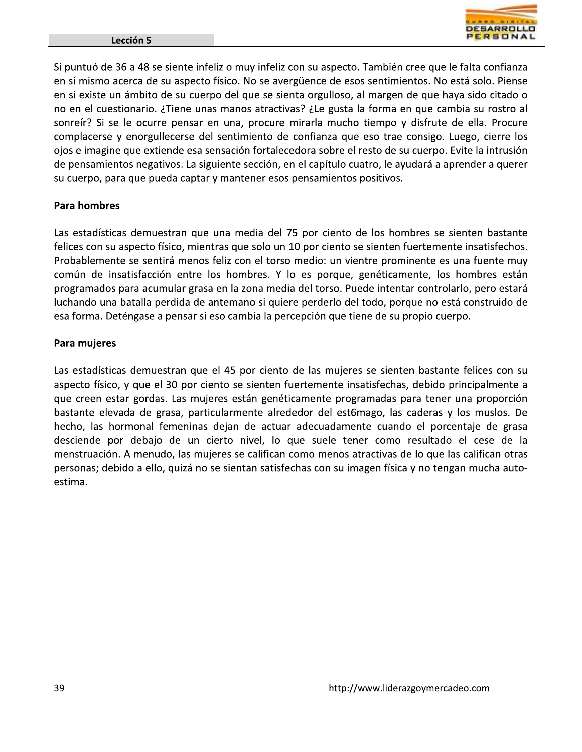Si puntuó de 36 a 48 se siente infeliz o muy infeliz con su aspecto. También cree que le falta confianza en sí mismo acerca de su aspecto físico. No se avergüence de esos sentimientos. No está solo. Piense en si existe un ámbito de su cuerpo del que se sienta orgulloso, al margen de que haya sido citado o no en el cuestionario. ¿Tiene unas manos atractivas? ¿Le gusta la forma en que cambia su rostro al sonreír? Si se le ocurre pensar en una, procure mirarla mucho tiempo y disfrute de ella. Procure complacerse y enorgullecerse del sentimiento de confianza que eso trae consigo. Luego, cierre los ojos e imagine que extiende esa sensación fortalecedora sobre el resto de su cuerpo. Evite la intrusión de pensamientos negativos. La siguiente sección, en el capítulo cuatro, le ayudará a aprender a querer su cuerpo, para que pueda captar y mantener esos pensamientos positivos.

**Para hombres**

Las estadísticas demuestran que una media del 75 por ciento de los hombres se sienten bastante felices con su aspecto físico, mientras que solo un 10 por ciento se sienten fuertemente insatisfechos. Probablemente se sentirá menos feliz con el torso medio: un vientre prominente es una fuente muy común de insatisfacción entre los hombres. Y lo es porque, genéticamente, los hombres están programados para acumular grasa en la zona media del torso. Puede intentar controlarlo, pero estará luchando una batalla perdida de antemano si quiere perderlo del todo, porque no está construido de esa forma. Deténgase a pensar si eso cambia la percepción que tiene de su propio cuerpo.

**Para mujeres**

Las estadísticas demuestran que el 45 por ciento de las mujeres se sienten bastante felices con su aspecto físico, y que el 30 por ciento se sienten fuertemente insatisfechas, debido principalmente a que creen estar gordas. Las mujeres están genéticamente programadas para tener una proporción bastante elevada de grasa, particularmente alrededor del est6mago, las caderas y los muslos. De hecho, las hormonal femeninas dejan de actuar adecuadamente cuando el porcentaje de grasa desciende por debajo de un cierto nivel, lo que suele tener como resultado el cese de la menstruación. A menudo, las mujeres se califican como menos atractivas de lo que las califican otras personas; debido a ello, quizá no se sientan satisfechas con su imagen física y no tengan mucha auto-estima.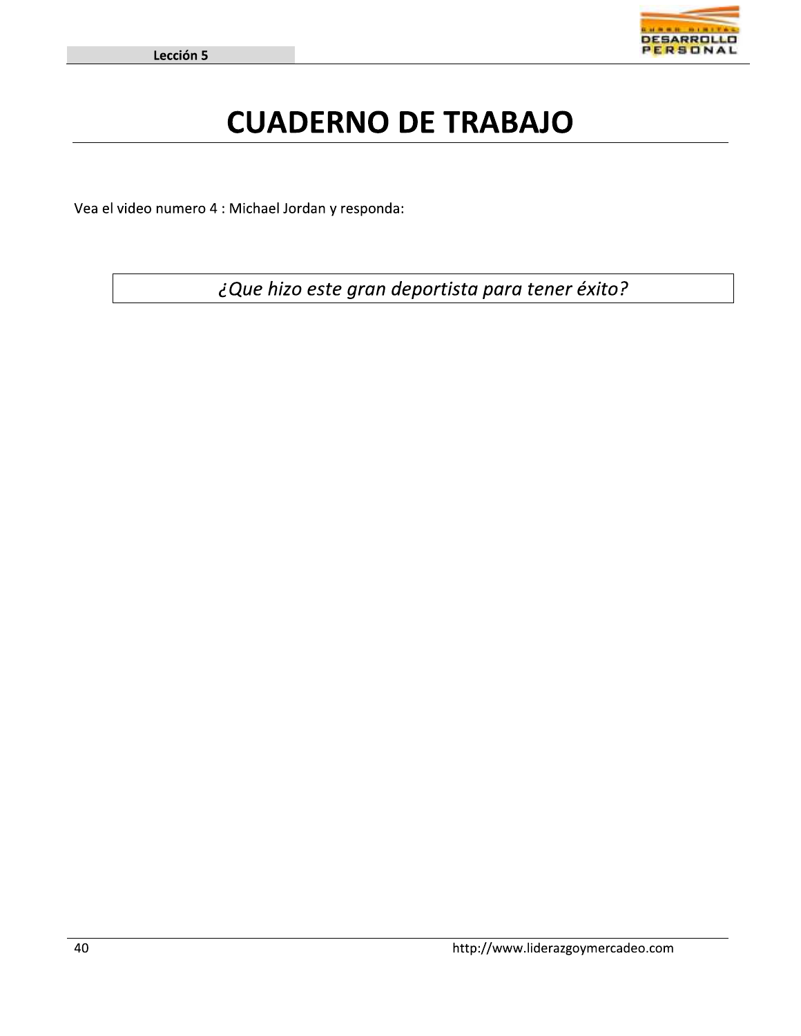# CUADERNO DE TRABAJO

Vea el video numero 4 : Michael Jordan y responda:

*¿Que hizo este gran deportista para tener éxito?*